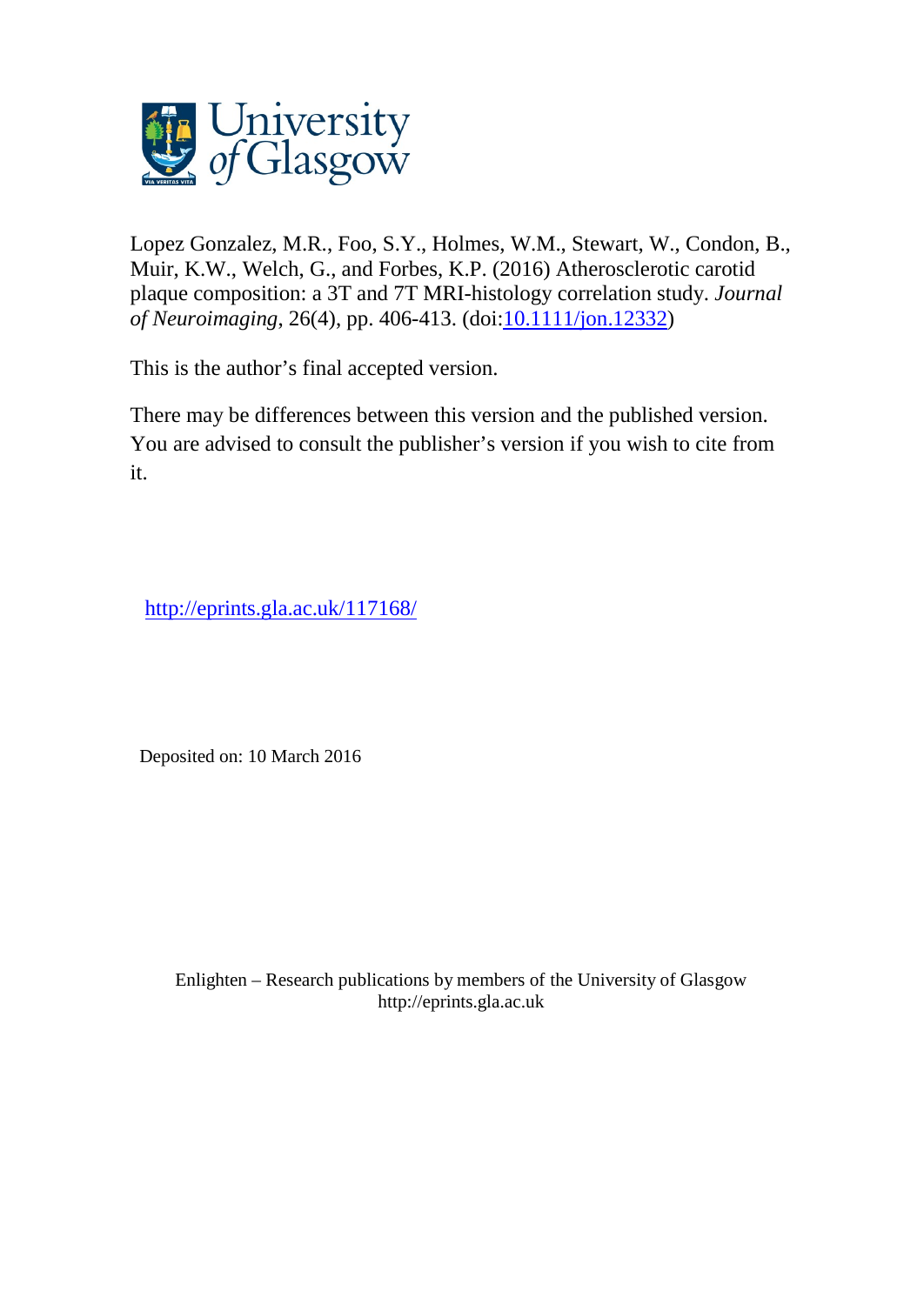Lopez Gonzalez, M.R., Foo, S.Y., Holmes, W.M., Stewart, W., Condon, B., Muir, K.W., Welch, G., and Forbes, K.P. (2016) Atherosclerotic carotid plaque composition: a 3T and 7T MRI-histology correlation study. *Journal of Neuroimaging*, 26(4), pp. 406-413. (doi:10.1111/jon.12332)

This is the author's final accepted version.

There may be differences between this version and the published version. You are advised to consult the publisher's version if you wish to cite from it.

http://eprints.gla.ac.uk/117168/

Deposited on: 10 March 2016

Enlighten – Research publications by members of the University of Glasgow
http://eprints.gla.ac.uk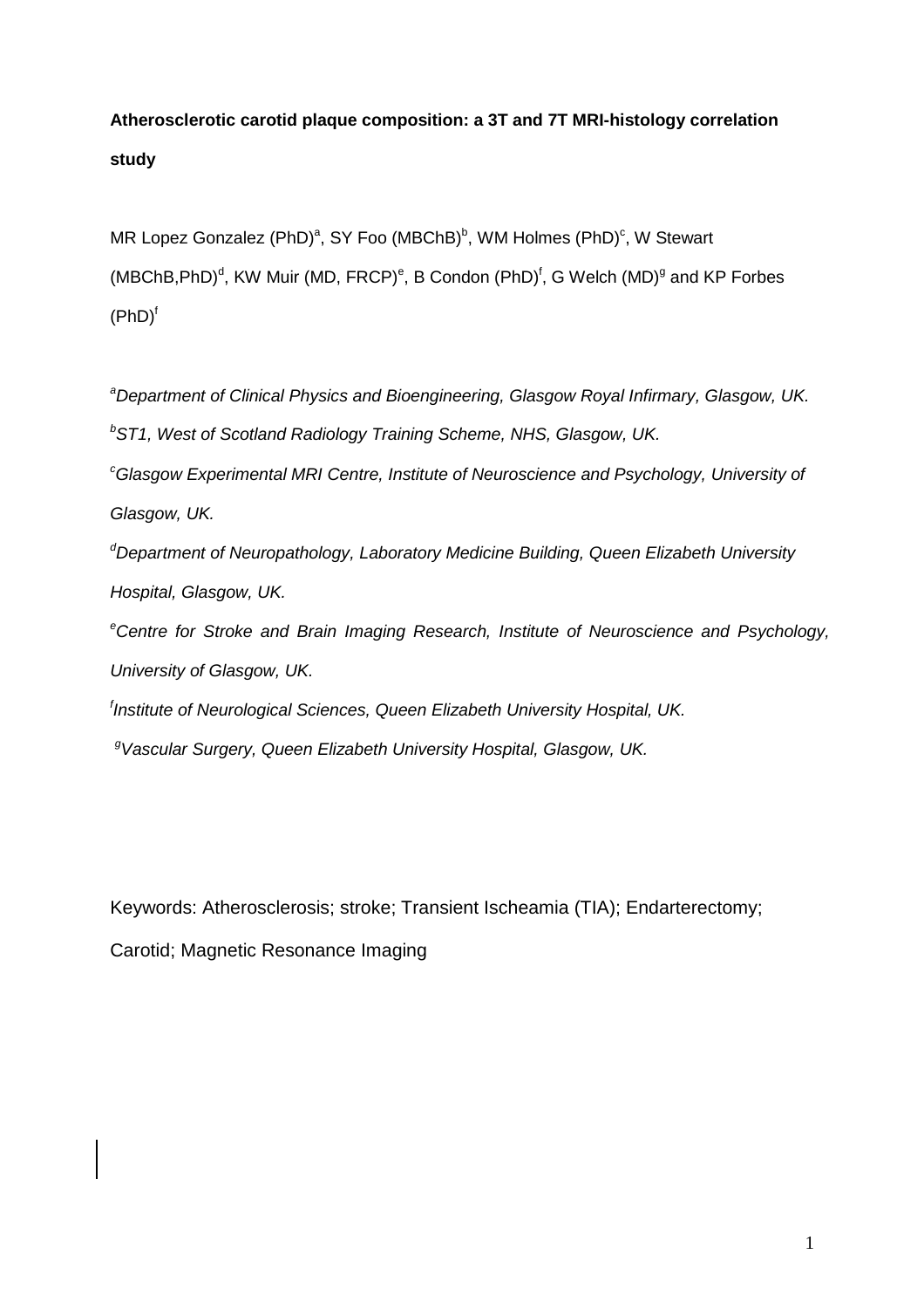**Atherosclerotic carotid plaque composition: a 3T and 7T MRI-histology correlation study**

MR Lopez Gonzalez (PhD)[a], SY Foo (MBChB)[b], WM Holmes (PhD)[c], W Stewart (MBChB,PhD)[d], KW Muir (MD, FRCP)[e], B Condon (PhD)[f], G Welch (MD)[g] and KP Forbes (PhD)[f]

[a]*Department of Clinical Physics and Bioengineering, Glasgow Royal Infirmary, Glasgow, UK.*

[b]*ST1, West of Scotland Radiology Training Scheme, NHS, Glasgow, UK.*

[c]*Glasgow Experimental MRI Centre, Institute of Neuroscience and Psychology, University of Glasgow, UK.*

[d]*Department of Neuropathology, Laboratory Medicine Building, Queen Elizabeth University Hospital, Glasgow, UK.*

[e]*Centre for Stroke and Brain Imaging Research, Institute of Neuroscience and Psychology, University of Glasgow, UK.*

[f]*Institute of Neurological Sciences, Queen Elizabeth University Hospital, UK.*

[g]*Vascular Surgery, Queen Elizabeth University Hospital, Glasgow, UK.*

Keywords: Atherosclerosis; stroke; Transient Ischeamia (TIA); Endarterectomy; Carotid; Magnetic Resonance Imaging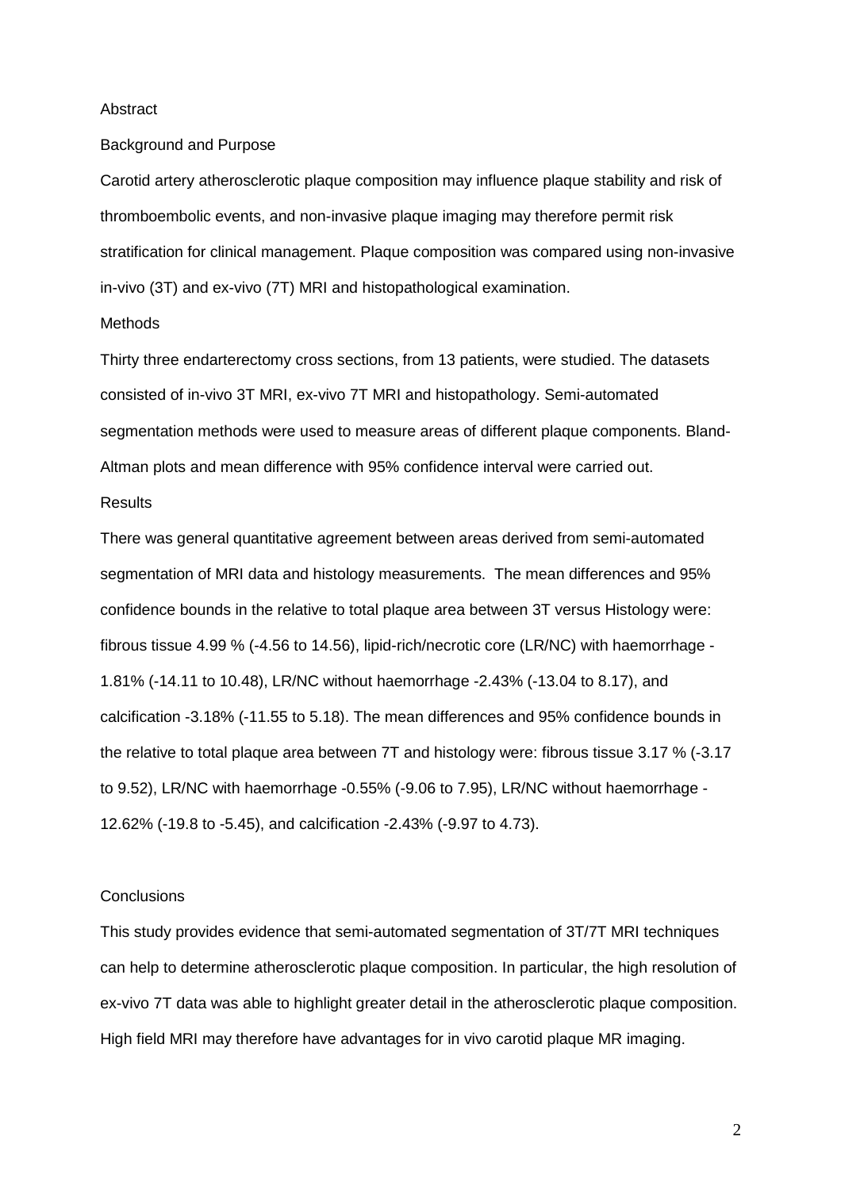## Abstract

### Background and Purpose

Carotid artery atherosclerotic plaque composition may influence plaque stability and risk of thromboembolic events, and non-invasive plaque imaging may therefore permit risk stratification for clinical management. Plaque composition was compared using non-invasive in-vivo (3T) and ex-vivo (7T) MRI and histopathological examination.

### Methods

Thirty three endarterectomy cross sections, from 13 patients, were studied. The datasets consisted of in-vivo 3T MRI, ex-vivo 7T MRI and histopathology. Semi-automated segmentation methods were used to measure areas of different plaque components. Bland-Altman plots and mean difference with 95% confidence interval were carried out.

### Results

There was general quantitative agreement between areas derived from semi-automated segmentation of MRI data and histology measurements. The mean differences and 95% confidence bounds in the relative to total plaque area between 3T versus Histology were: fibrous tissue 4.99 % (-4.56 to 14.56), lipid-rich/necrotic core (LR/NC) with haemorrhage -1.81% (-14.11 to 10.48), LR/NC without haemorrhage -2.43% (-13.04 to 8.17), and calcification -3.18% (-11.55 to 5.18). The mean differences and 95% confidence bounds in the relative to total plaque area between 7T and histology were: fibrous tissue 3.17 % (-3.17 to 9.52), LR/NC with haemorrhage -0.55% (-9.06 to 7.95), LR/NC without haemorrhage -12.62% (-19.8 to -5.45), and calcification -2.43% (-9.97 to 4.73).

### Conclusions

This study provides evidence that semi-automated segmentation of 3T/7T MRI techniques can help to determine atherosclerotic plaque composition. In particular, the high resolution of ex-vivo 7T data was able to highlight greater detail in the atherosclerotic plaque composition. High field MRI may therefore have advantages for in vivo carotid plaque MR imaging.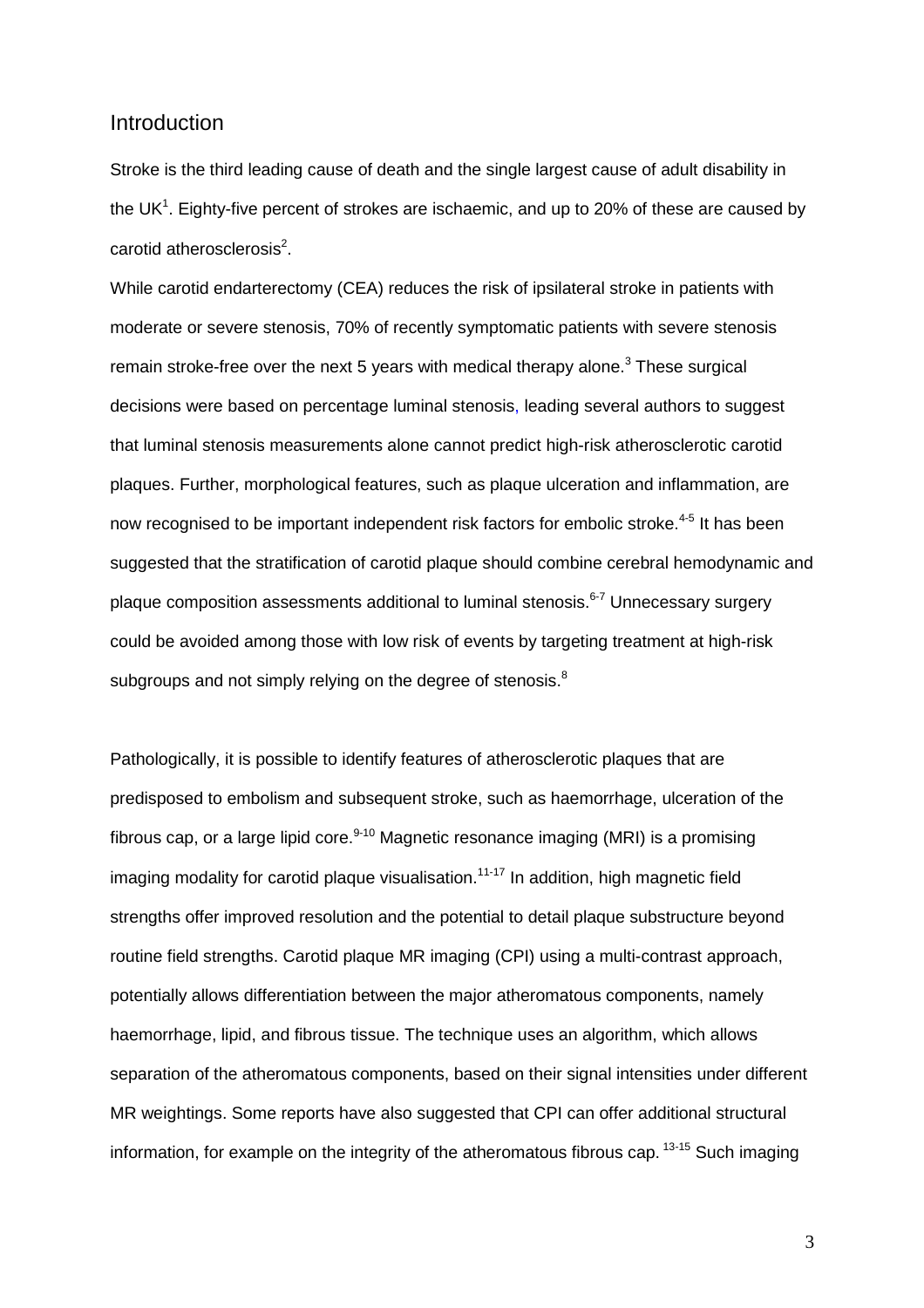## Introduction

Stroke is the third leading cause of death and the single largest cause of adult disability in the UK[1]. Eighty-five percent of strokes are ischaemic, and up to 20% of these are caused by carotid atherosclerosis[2].

While carotid endarterectomy (CEA) reduces the risk of ipsilateral stroke in patients with moderate or severe stenosis, 70% of recently symptomatic patients with severe stenosis remain stroke-free over the next 5 years with medical therapy alone.[3] These surgical decisions were based on percentage luminal stenosis, leading several authors to suggest that luminal stenosis measurements alone cannot predict high-risk atherosclerotic carotid plaques. Further, morphological features, such as plaque ulceration and inflammation, are now recognised to be important independent risk factors for embolic stroke.[4-5] It has been suggested that the stratification of carotid plaque should combine cerebral hemodynamic and plaque composition assessments additional to luminal stenosis.[6-7] Unnecessary surgery could be avoided among those with low risk of events by targeting treatment at high-risk subgroups and not simply relying on the degree of stenosis.[8]

Pathologically, it is possible to identify features of atherosclerotic plaques that are predisposed to embolism and subsequent stroke, such as haemorrhage, ulceration of the fibrous cap, or a large lipid core.[9-10] Magnetic resonance imaging (MRI) is a promising imaging modality for carotid plaque visualisation.[11-17] In addition, high magnetic field strengths offer improved resolution and the potential to detail plaque substructure beyond routine field strengths. Carotid plaque MR imaging (CPI) using a multi-contrast approach, potentially allows differentiation between the major atheromatous components, namely haemorrhage, lipid, and fibrous tissue. The technique uses an algorithm, which allows separation of the atheromatous components, based on their signal intensities under different MR weightings. Some reports have also suggested that CPI can offer additional structural information, for example on the integrity of the atheromatous fibrous cap. [13-15] Such imaging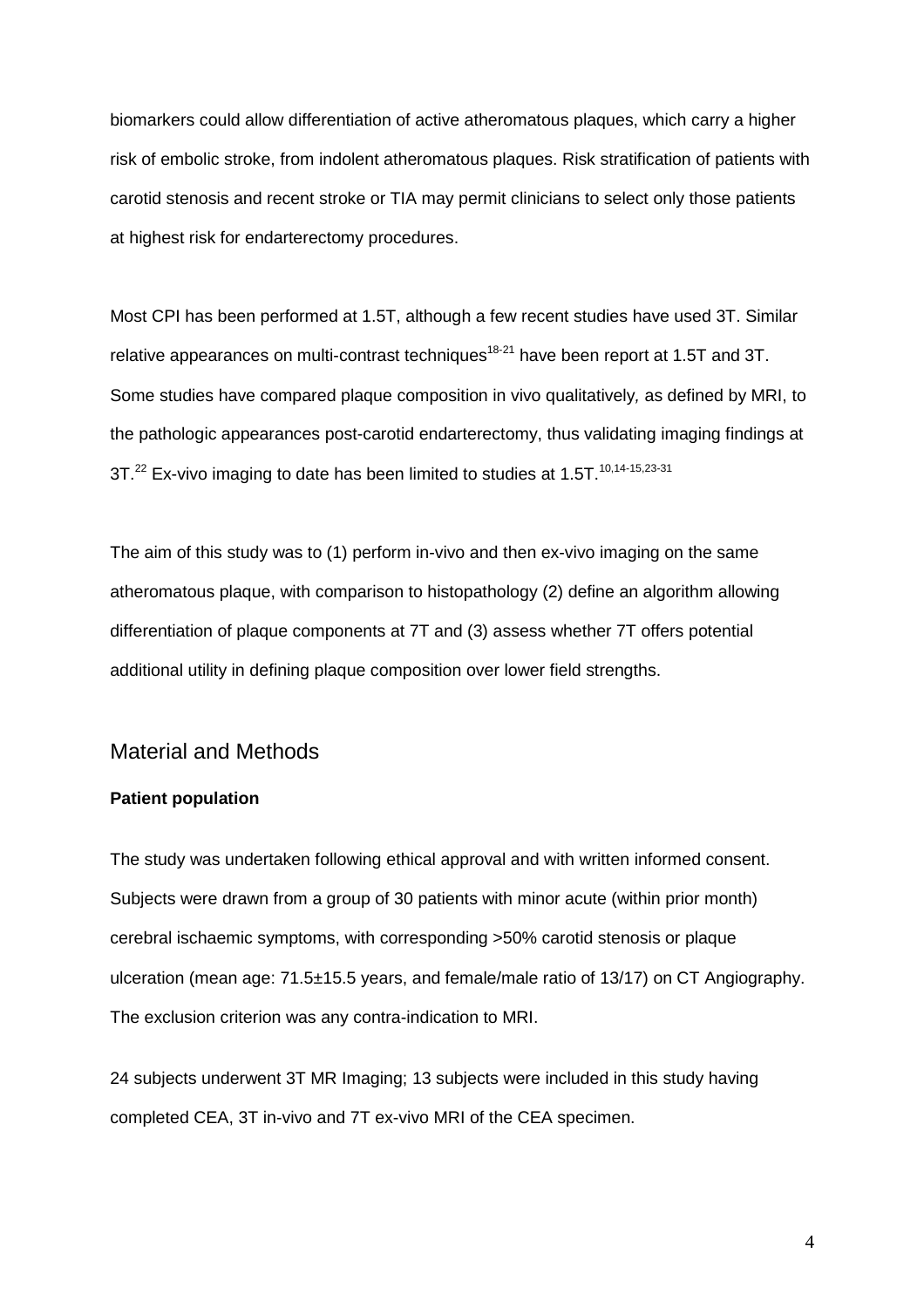biomarkers could allow differentiation of active atheromatous plaques, which carry a higher risk of embolic stroke, from indolent atheromatous plaques. Risk stratification of patients with carotid stenosis and recent stroke or TIA may permit clinicians to select only those patients at highest risk for endarterectomy procedures.

Most CPI has been performed at 1.5T, although a few recent studies have used 3T. Similar relative appearances on multi-contrast techniques[18-21] have been report at 1.5T and 3T. Some studies have compared plaque composition in vivo qualitatively, as defined by MRI, to the pathologic appearances post-carotid endarterectomy, thus validating imaging findings at 3T.[22] Ex-vivo imaging to date has been limited to studies at 1.5T.[10,14-15,23-31]

The aim of this study was to (1) perform in-vivo and then ex-vivo imaging on the same atheromatous plaque, with comparison to histopathology (2) define an algorithm allowing differentiation of plaque components at 7T and (3) assess whether 7T offers potential additional utility in defining plaque composition over lower field strengths.

## Material and Methods

### Patient population

The study was undertaken following ethical approval and with written informed consent. Subjects were drawn from a group of 30 patients with minor acute (within prior month) cerebral ischaemic symptoms, with corresponding >50% carotid stenosis or plaque ulceration (mean age: 71.5±15.5 years, and female/male ratio of 13/17) on CT Angiography. The exclusion criterion was any contra-indication to MRI.

24 subjects underwent 3T MR Imaging; 13 subjects were included in this study having completed CEA, 3T in-vivo and 7T ex-vivo MRI of the CEA specimen.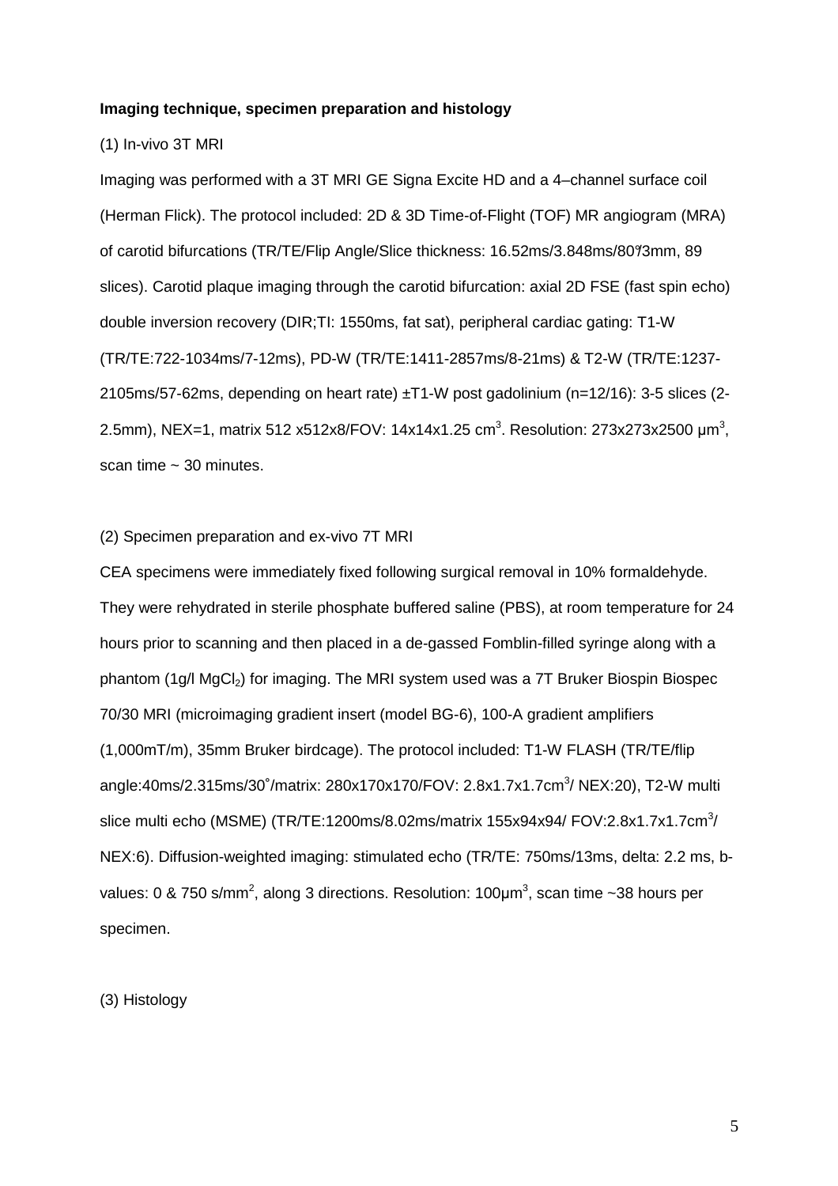**Imaging technique, specimen preparation and histology**

(1) In-vivo 3T MRI

Imaging was performed with a 3T MRI GE Signa Excite HD and a 4–channel surface coil (Herman Flick). The protocol included: 2D & 3D Time-of-Flight (TOF) MR angiogram (MRA) of carotid bifurcations (TR/TE/Flip Angle/Slice thickness: 16.52ms/3.848ms/80°/3mm, 89 slices). Carotid plaque imaging through the carotid bifurcation: axial 2D FSE (fast spin echo) double inversion recovery (DIR;TI: 1550ms, fat sat), peripheral cardiac gating: T1-W (TR/TE:722-1034ms/7-12ms), PD-W (TR/TE:1411-2857ms/8-21ms) & T2-W (TR/TE:1237-2105ms/57-62ms, depending on heart rate) ±T1-W post gadolinium (n=12/16): 3-5 slices (2-2.5mm), NEX=1, matrix 512 x512x8/FOV: 14x14x1.25 $cm^3$. Resolution: 273x273x2500 $\mu m^3$, scan time ~ 30 minutes.

(2) Specimen preparation and ex-vivo 7T MRI

CEA specimens were immediately fixed following surgical removal in 10% formaldehyde. They were rehydrated in sterile phosphate buffered saline (PBS), at room temperature for 24 hours prior to scanning and then placed in a de-gassed Fomblin-filled syringe along with a phantom (1g/l $MgCl_2$) for imaging. The MRI system used was a 7T Bruker Biospin Biospec 70/30 MRI (microimaging gradient insert (model BG-6), 100-A gradient amplifiers (1,000mT/m), 35mm Bruker birdcage). The protocol included: T1-W FLASH (TR/TE/flip angle:40ms/2.315ms/30°/matrix: 280x170x170/FOV: 2.8x1.7x1.7$cm^3$/ NEX:20), T2-W multi slice multi echo (MSME) (TR/TE:1200ms/8.02ms/matrix 155x94x94/ FOV:2.8x1.7x1.7$cm^3$/ NEX:6). Diffusion-weighted imaging: stimulated echo (TR/TE: 750ms/13ms, delta: 2.2 ms, b-values: 0 & 750 s/$mm^2$, along 3 directions. Resolution: 100$\mu m^3$, scan time ~38 hours per specimen.

(3) Histology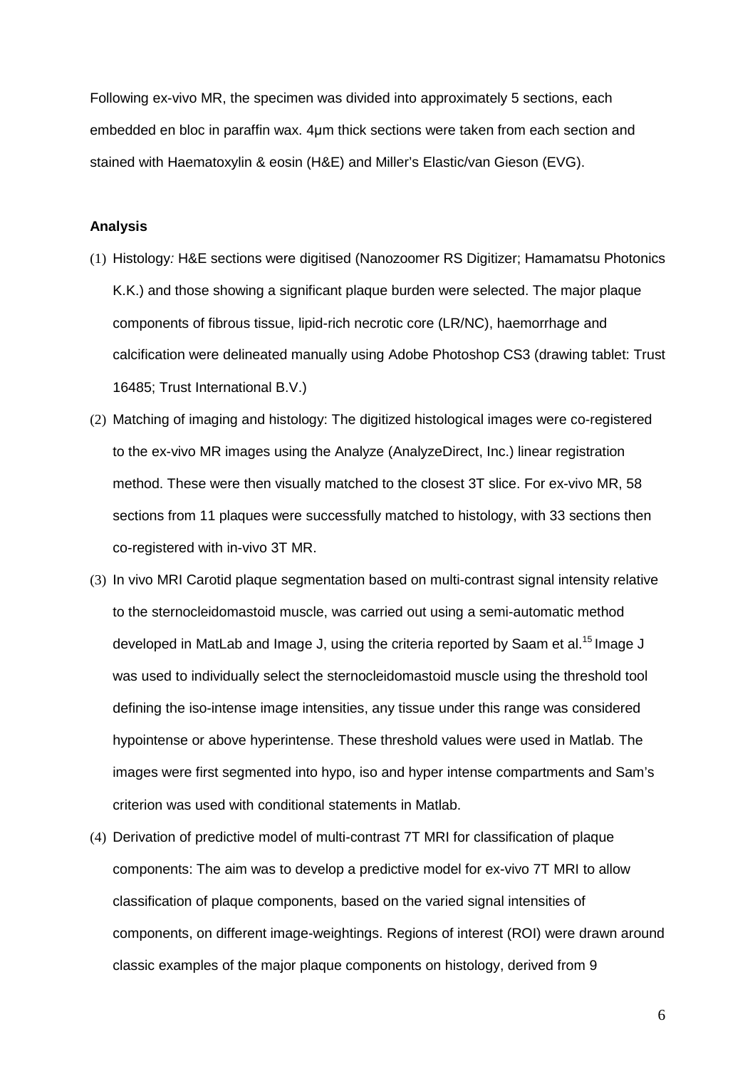Following ex-vivo MR, the specimen was divided into approximately 5 sections, each embedded en bloc in paraffin wax. 4µm thick sections were taken from each section and stained with Haematoxylin & eosin (H&E) and Miller's Elastic/van Gieson (EVG).

**Analysis**

(1) Histology*:* H&E sections were digitised (Nanozoomer RS Digitizer; Hamamatsu Photonics K.K.) and those showing a significant plaque burden were selected. The major plaque components of fibrous tissue, lipid-rich necrotic core (LR/NC), haemorrhage and calcification were delineated manually using Adobe Photoshop CS3 (drawing tablet: Trust 16485; Trust International B.V.)
(2) Matching of imaging and histology: The digitized histological images were co-registered to the ex-vivo MR images using the Analyze (AnalyzeDirect, Inc.) linear registration method. These were then visually matched to the closest 3T slice. For ex-vivo MR, 58 sections from 11 plaques were successfully matched to histology, with 33 sections then co-registered with in-vivo 3T MR.
(3) In vivo MRI Carotid plaque segmentation based on multi-contrast signal intensity relative to the sternocleidomastoid muscle, was carried out using a semi-automatic method developed in MatLab and Image J, using the criteria reported by Saam et al.[15] Image J was used to individually select the sternocleidomastoid muscle using the threshold tool defining the iso-intense image intensities, any tissue under this range was considered hypointense or above hyperintense. These threshold values were used in Matlab. The images were first segmented into hypo, iso and hyper intense compartments and Sam's criterion was used with conditional statements in Matlab.
(4) Derivation of predictive model of multi-contrast 7T MRI for classification of plaque components: The aim was to develop a predictive model for ex-vivo 7T MRI to allow classification of plaque components, based on the varied signal intensities of components, on different image-weightings. Regions of interest (ROI) were drawn around classic examples of the major plaque components on histology, derived from 9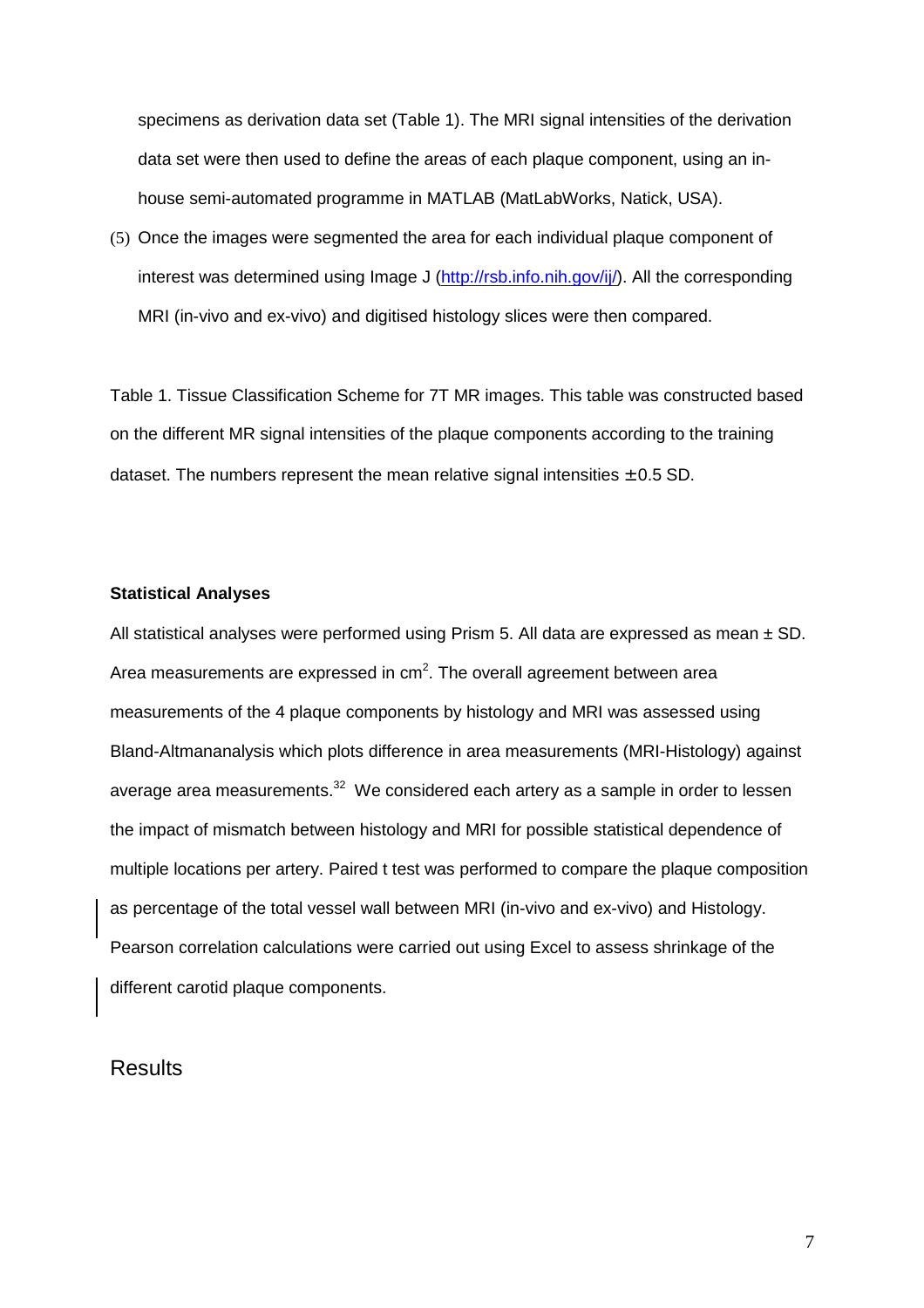specimens as derivation data set (Table 1). The MRI signal intensities of the derivation data set were then used to define the areas of each plaque component, using an in-house semi-automated programme in MATLAB (MatLabWorks, Natick, USA).

(5) Once the images were segmented the area for each individual plaque component of interest was determined using Image J (http://rsb.info.nih.gov/ij/). All the corresponding MRI (in-vivo and ex-vivo) and digitised histology slices were then compared.

Table 1. Tissue Classification Scheme for 7T MR images. This table was constructed based on the different MR signal intensities of the plaque components according to the training dataset. The numbers represent the mean relative signal intensities ± 0.5 SD.

### Statistical Analyses

All statistical analyses were performed using Prism 5. All data are expressed as mean ± SD. Area measurements are expressed in $cm^2$. The overall agreement between area measurements of the 4 plaque components by histology and MRI was assessed using Bland-Altmananalysis which plots difference in area measurements (MRI-Histology) against average area measurements.[32] We considered each artery as a sample in order to lessen the impact of mismatch between histology and MRI for possible statistical dependence of multiple locations per artery. Paired t test was performed to compare the plaque composition as percentage of the total vessel wall between MRI (in-vivo and ex-vivo) and Histology. Pearson correlation calculations were carried out using Excel to assess shrinkage of the different carotid plaque components.

## Results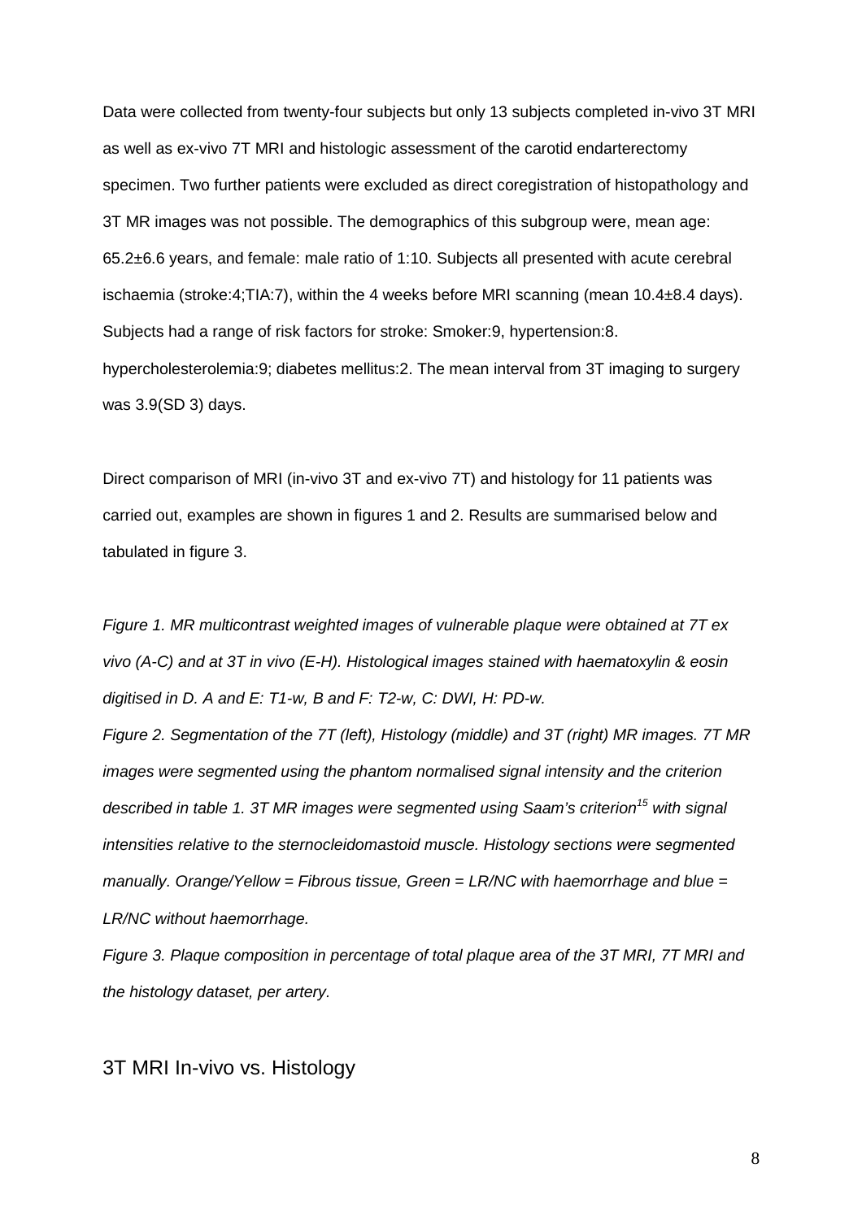Data were collected from twenty-four subjects but only 13 subjects completed in-vivo 3T MRI as well as ex-vivo 7T MRI and histologic assessment of the carotid endarterectomy specimen. Two further patients were excluded as direct coregistration of histopathology and 3T MR images was not possible. The demographics of this subgroup were, mean age: 65.2±6.6 years, and female: male ratio of 1:10. Subjects all presented with acute cerebral ischaemia (stroke:4;TIA:7), within the 4 weeks before MRI scanning (mean 10.4±8.4 days). Subjects had a range of risk factors for stroke: Smoker:9, hypertension:8. hypercholesterolemia:9; diabetes mellitus:2. The mean interval from 3T imaging to surgery was 3.9(SD 3) days.

Direct comparison of MRI (in-vivo 3T and ex-vivo 7T) and histology for 11 patients was carried out, examples are shown in figures 1 and 2. Results are summarised below and tabulated in figure 3.

*Figure 1. MR multicontrast weighted images of vulnerable plaque were obtained at 7T ex vivo (A-C) and at 3T in vivo (E-H). Histological images stained with haematoxylin & eosin digitised in D. A and E: T1-w, B and F: T2-w, C: DWI, H: PD-w.*

*Figure 2. Segmentation of the 7T (left), Histology (middle) and 3T (right) MR images. 7T MR images were segmented using the phantom normalised signal intensity and the criterion described in table 1. 3T MR images were segmented using Saam's criterion[15] with signal intensities relative to the sternocleidomastoid muscle. Histology sections were segmented manually. Orange/Yellow = Fibrous tissue, Green = LR/NC with haemorrhage and blue = LR/NC without haemorrhage.*

*Figure 3. Plaque composition in percentage of total plaque area of the 3T MRI, 7T MRI and the histology dataset, per artery.*

## 3T MRI In-vivo vs. Histology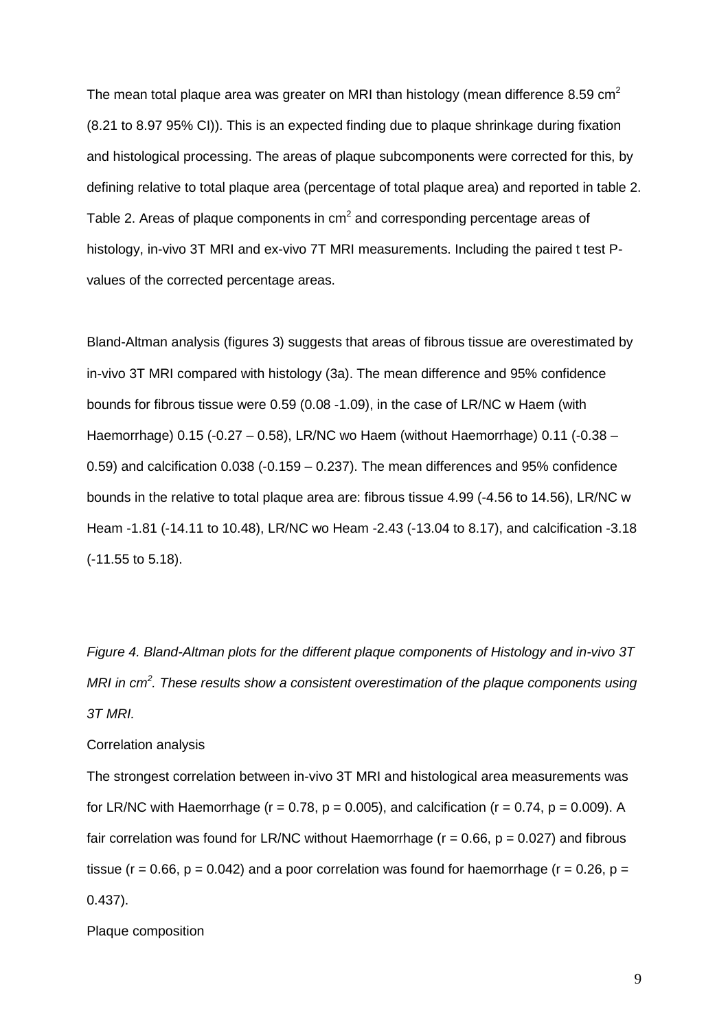The mean total plaque area was greater on MRI than histology (mean difference 8.59 $cm^2$ (8.21 to 8.97 95% CI)). This is an expected finding due to plaque shrinkage during fixation and histological processing. The areas of plaque subcomponents were corrected for this, by defining relative to total plaque area (percentage of total plaque area) and reported in table 2. Table 2. Areas of plaque components in $cm^2$ and corresponding percentage areas of histology, in-vivo 3T MRI and ex-vivo 7T MRI measurements. Including the paired t test P-values of the corrected percentage areas.

Bland-Altman analysis (figures 3) suggests that areas of fibrous tissue are overestimated by in-vivo 3T MRI compared with histology (3a). The mean difference and 95% confidence bounds for fibrous tissue were 0.59 (0.08 -1.09), in the case of LR/NC w Haem (with Haemorrhage) 0.15 (-0.27 – 0.58), LR/NC wo Haem (without Haemorrhage) 0.11 (-0.38 – 0.59) and calcification 0.038 (-0.159 – 0.237). The mean differences and 95% confidence bounds in the relative to total plaque area are: fibrous tissue 4.99 (-4.56 to 14.56), LR/NC w Heam -1.81 (-14.11 to 10.48), LR/NC wo Heam -2.43 (-13.04 to 8.17), and calcification -3.18 (-11.55 to 5.18).

*Figure 4. Bland-Altman plots for the different plaque components of Histology and in-vivo 3T MRI in $cm^2$. These results show a consistent overestimation of the plaque components using 3T MRI.*

Correlation analysis

The strongest correlation between in-vivo 3T MRI and histological area measurements was for LR/NC with Haemorrhage ($r = 0.78$, $p = 0.005$), and calcification ($r = 0.74$, $p = 0.009$). A fair correlation was found for LR/NC without Haemorrhage ($r = 0.66$, $p = 0.027$) and fibrous tissue ($r = 0.66$, $p = 0.042$) and a poor correlation was found for haemorrhage ($r = 0.26$, $p = 0.437$).

Plaque composition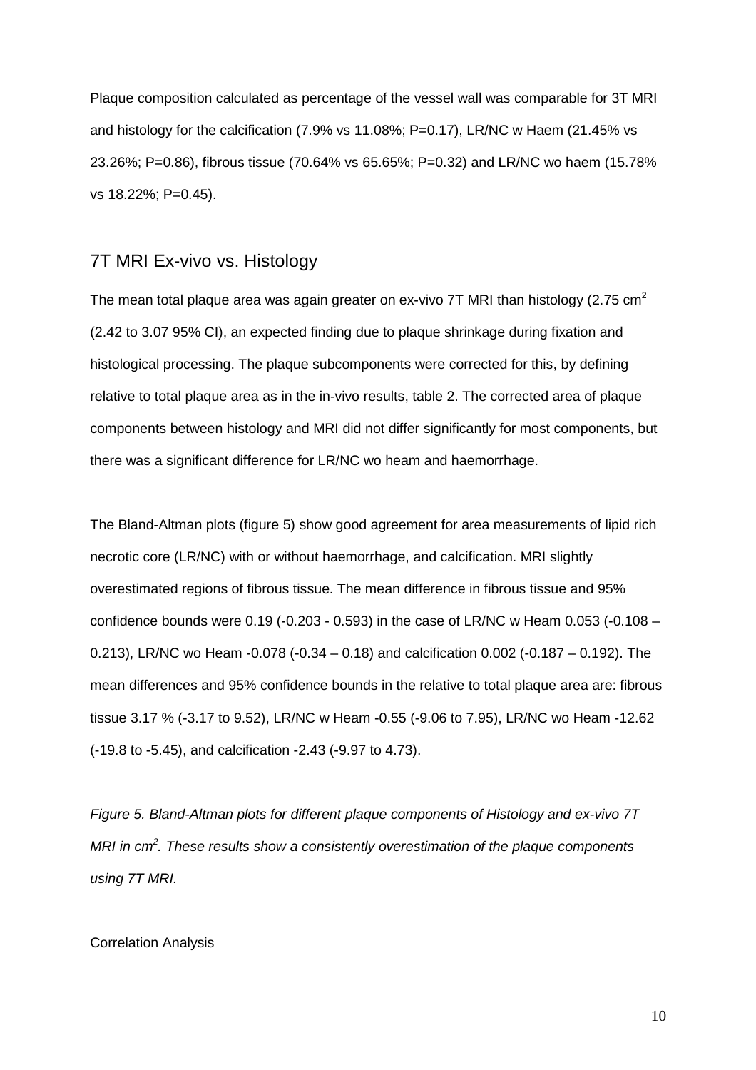Plaque composition calculated as percentage of the vessel wall was comparable for 3T MRI and histology for the calcification (7.9% vs 11.08%; P=0.17), LR/NC w Haem (21.45% vs 23.26%; P=0.86), fibrous tissue (70.64% vs 65.65%; P=0.32) and LR/NC wo haem (15.78% vs 18.22%; P=0.45).

## 7T MRI Ex-vivo vs. Histology

The mean total plaque area was again greater on ex-vivo 7T MRI than histology (2.75 $cm^2$ (2.42 to 3.07 95% CI), an expected finding due to plaque shrinkage during fixation and histological processing. The plaque subcomponents were corrected for this, by defining relative to total plaque area as in the in-vivo results, table 2. The corrected area of plaque components between histology and MRI did not differ significantly for most components, but there was a significant difference for LR/NC wo heam and haemorrhage.

The Bland-Altman plots (figure 5) show good agreement for area measurements of lipid rich necrotic core (LR/NC) with or without haemorrhage, and calcification. MRI slightly overestimated regions of fibrous tissue. The mean difference in fibrous tissue and 95% confidence bounds were 0.19 (-0.203 - 0.593) in the case of LR/NC w Heam 0.053 (-0.108 – 0.213), LR/NC wo Heam -0.078 (-0.34 – 0.18) and calcification 0.002 (-0.187 – 0.192). The mean differences and 95% confidence bounds in the relative to total plaque area are: fibrous tissue 3.17 % (-3.17 to 9.52), LR/NC w Heam -0.55 (-9.06 to 7.95), LR/NC wo Heam -12.62 (-19.8 to -5.45), and calcification -2.43 (-9.97 to 4.73).

*Figure 5. Bland-Altman plots for different plaque components of Histology and ex-vivo 7T MRI in $cm^2$. These results show a consistently overestimation of the plaque components using 7T MRI.*

Correlation Analysis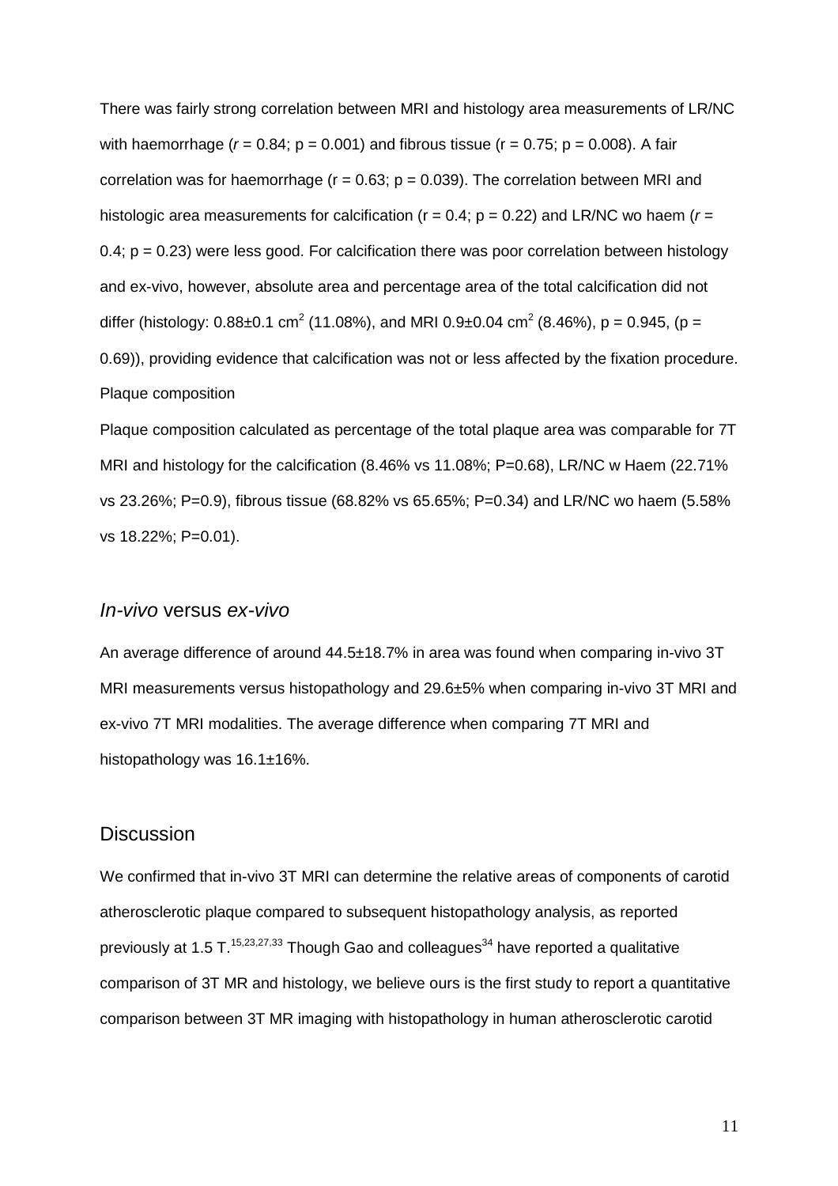There was fairly strong correlation between MRI and histology area measurements of LR/NC with haemorrhage ($r = 0.84$; $p = 0.001$) and fibrous tissue ($r = 0.75$; $p = 0.008$). A fair correlation was for haemorrhage ($r = 0.63$; $p = 0.039$). The correlation between MRI and histologic area measurements for calcification ($r = 0.4$; $p = 0.22$) and LR/NC wo haem ($r = 0.4$; $p = 0.23$) were less good. For calcification there was poor correlation between histology and ex-vivo, however, absolute area and percentage area of the total calcification did not differ (histology: $0.88 \pm 0.1$ $cm^2$ (11.08%), and MRI $0.9 \pm 0.04$ $cm^2$ (8.46%), $p = 0.945$, ($p = 0.69$)), providing evidence that calcification was not or less affected by the fixation procedure.

Plaque composition

Plaque composition calculated as percentage of the total plaque area was comparable for 7T MRI and histology for the calcification (8.46% vs 11.08%; $P=0.68$), LR/NC w Haem (22.71% vs 23.26%; $P=0.9$), fibrous tissue (68.82% vs 65.65%; $P=0.34$) and LR/NC wo haem (5.58% vs 18.22%; $P=0.01$).

## *In-vivo* versus *ex-vivo*

An average difference of around $44.5 \pm 18.7\%$ in area was found when comparing in-vivo 3T MRI measurements versus histopathology and $29.6 \pm 5\%$ when comparing in-vivo 3T MRI and ex-vivo 7T MRI modalities. The average difference when comparing 7T MRI and histopathology was $16.1 \pm 16\%$.

## Discussion

We confirmed that in-vivo 3T MRI can determine the relative areas of components of carotid atherosclerotic plaque compared to subsequent histopathology analysis, as reported previously at 1.5 T.[15,23,27,33] Though Gao and colleagues[34] have reported a qualitative comparison of 3T MR and histology, we believe ours is the first study to report a quantitative comparison between 3T MR imaging with histopathology in human atherosclerotic carotid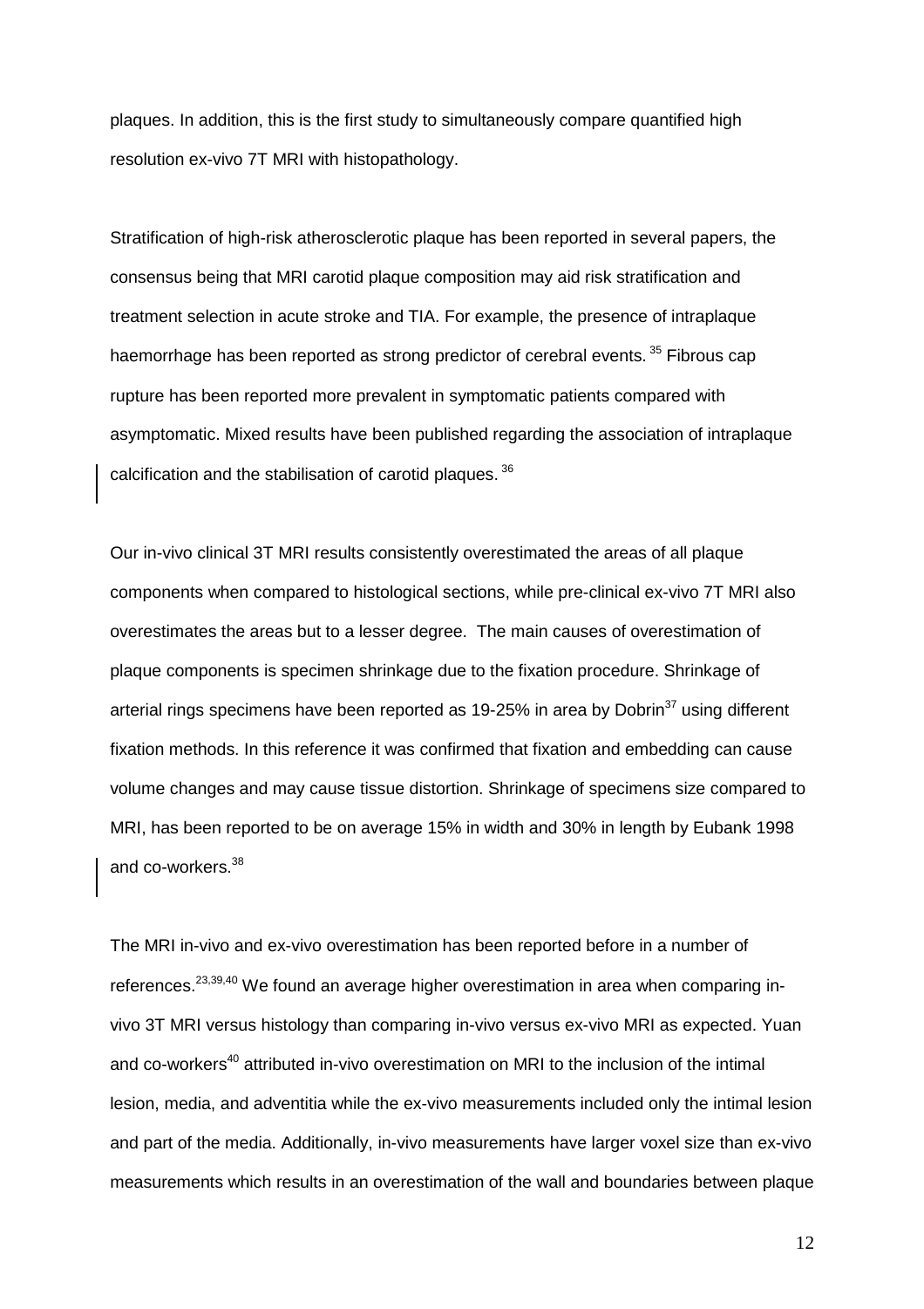plaques. In addition, this is the first study to simultaneously compare quantified high resolution ex-vivo 7T MRI with histopathology.

Stratification of high-risk atherosclerotic plaque has been reported in several papers, the consensus being that MRI carotid plaque composition may aid risk stratification and treatment selection in acute stroke and TIA. For example, the presence of intraplaque haemorrhage has been reported as strong predictor of cerebral events. [35] Fibrous cap rupture has been reported more prevalent in symptomatic patients compared with asymptomatic. Mixed results have been published regarding the association of intraplaque calcification and the stabilisation of carotid plaques. [36]

Our in-vivo clinical 3T MRI results consistently overestimated the areas of all plaque components when compared to histological sections, while pre-clinical ex-vivo 7T MRI also overestimates the areas but to a lesser degree. The main causes of overestimation of plaque components is specimen shrinkage due to the fixation procedure. Shrinkage of arterial rings specimens have been reported as 19-25% in area by Dobrin[37] using different fixation methods. In this reference it was confirmed that fixation and embedding can cause volume changes and may cause tissue distortion. Shrinkage of specimens size compared to MRI, has been reported to be on average 15% in width and 30% in length by Eubank 1998 and co-workers.[38]

The MRI in-vivo and ex-vivo overestimation has been reported before in a number of references.[23,39,40] We found an average higher overestimation in area when comparing in-vivo 3T MRI versus histology than comparing in-vivo versus ex-vivo MRI as expected. Yuan and co-workers[40] attributed in-vivo overestimation on MRI to the inclusion of the intimal lesion, media, and adventitia while the ex-vivo measurements included only the intimal lesion and part of the media. Additionally, in-vivo measurements have larger voxel size than ex-vivo measurements which results in an overestimation of the wall and boundaries between plaque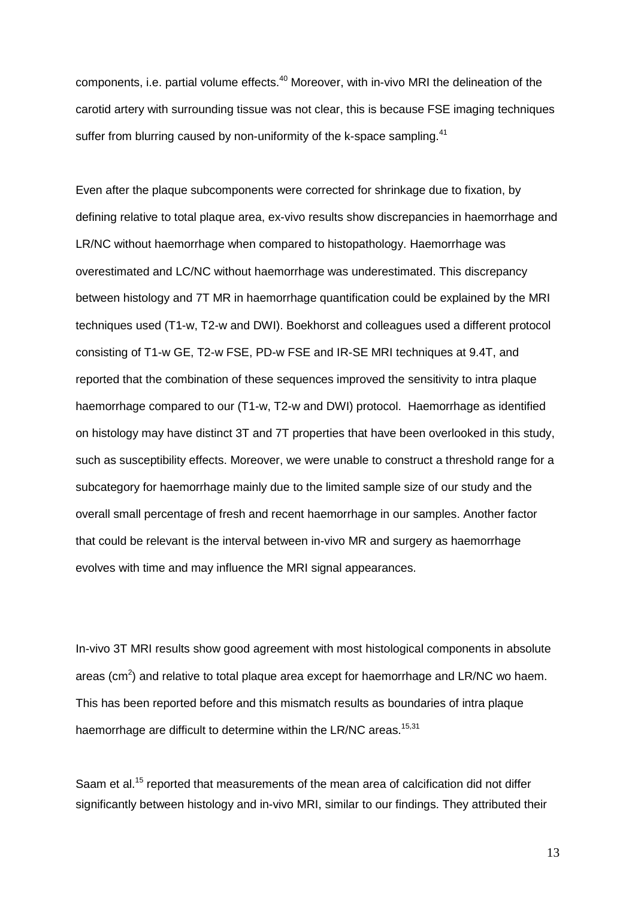components, i.e. partial volume effects.[40] Moreover, with in-vivo MRI the delineation of the carotid artery with surrounding tissue was not clear, this is because FSE imaging techniques suffer from blurring caused by non-uniformity of the k-space sampling.[41]

Even after the plaque subcomponents were corrected for shrinkage due to fixation, by defining relative to total plaque area, ex-vivo results show discrepancies in haemorrhage and LR/NC without haemorrhage when compared to histopathology. Haemorrhage was overestimated and LC/NC without haemorrhage was underestimated. This discrepancy between histology and 7T MR in haemorrhage quantification could be explained by the MRI techniques used (T1-w, T2-w and DWI). Boekhorst and colleagues used a different protocol consisting of T1-w GE, T2-w FSE, PD-w FSE and IR-SE MRI techniques at 9.4T, and reported that the combination of these sequences improved the sensitivity to intra plaque haemorrhage compared to our (T1-w, T2-w and DWI) protocol. Haemorrhage as identified on histology may have distinct 3T and 7T properties that have been overlooked in this study, such as susceptibility effects. Moreover, we were unable to construct a threshold range for a subcategory for haemorrhage mainly due to the limited sample size of our study and the overall small percentage of fresh and recent haemorrhage in our samples. Another factor that could be relevant is the interval between in-vivo MR and surgery as haemorrhage evolves with time and may influence the MRI signal appearances.

In-vivo 3T MRI results show good agreement with most histological components in absolute areas ($cm^2$) and relative to total plaque area except for haemorrhage and LR/NC wo haem. This has been reported before and this mismatch results as boundaries of intra plaque haemorrhage are difficult to determine within the LR/NC areas.[15,31]

Saam et al.[15] reported that measurements of the mean area of calcification did not differ significantly between histology and in-vivo MRI, similar to our findings. They attributed their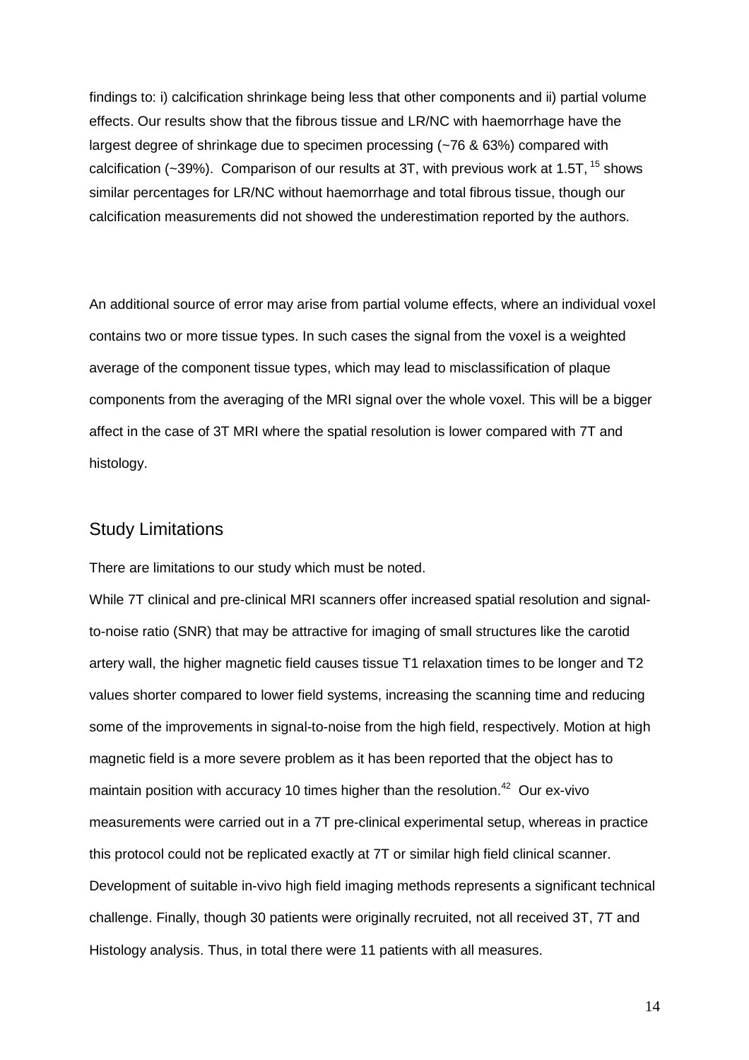findings to: i) calcification shrinkage being less that other components and ii) partial volume effects. Our results show that the fibrous tissue and LR/NC with haemorrhage have the largest degree of shrinkage due to specimen processing (~76 & 63%) compared with calcification (~39%). Comparison of our results at 3T, with previous work at 1.5T, [15] shows similar percentages for LR/NC without haemorrhage and total fibrous tissue, though our calcification measurements did not showed the underestimation reported by the authors.

An additional source of error may arise from partial volume effects, where an individual voxel contains two or more tissue types. In such cases the signal from the voxel is a weighted average of the component tissue types, which may lead to misclassification of plaque components from the averaging of the MRI signal over the whole voxel. This will be a bigger affect in the case of 3T MRI where the spatial resolution is lower compared with 7T and histology.

## Study Limitations

There are limitations to our study which must be noted.

While 7T clinical and pre-clinical MRI scanners offer increased spatial resolution and signal-to-noise ratio (SNR) that may be attractive for imaging of small structures like the carotid artery wall, the higher magnetic field causes tissue T1 relaxation times to be longer and T2 values shorter compared to lower field systems, increasing the scanning time and reducing some of the improvements in signal-to-noise from the high field, respectively. Motion at high magnetic field is a more severe problem as it has been reported that the object has to maintain position with accuracy 10 times higher than the resolution.[42] Our ex-vivo measurements were carried out in a 7T pre-clinical experimental setup, whereas in practice this protocol could not be replicated exactly at 7T or similar high field clinical scanner. Development of suitable in-vivo high field imaging methods represents a significant technical challenge. Finally, though 30 patients were originally recruited, not all received 3T, 7T and Histology analysis. Thus, in total there were 11 patients with all measures.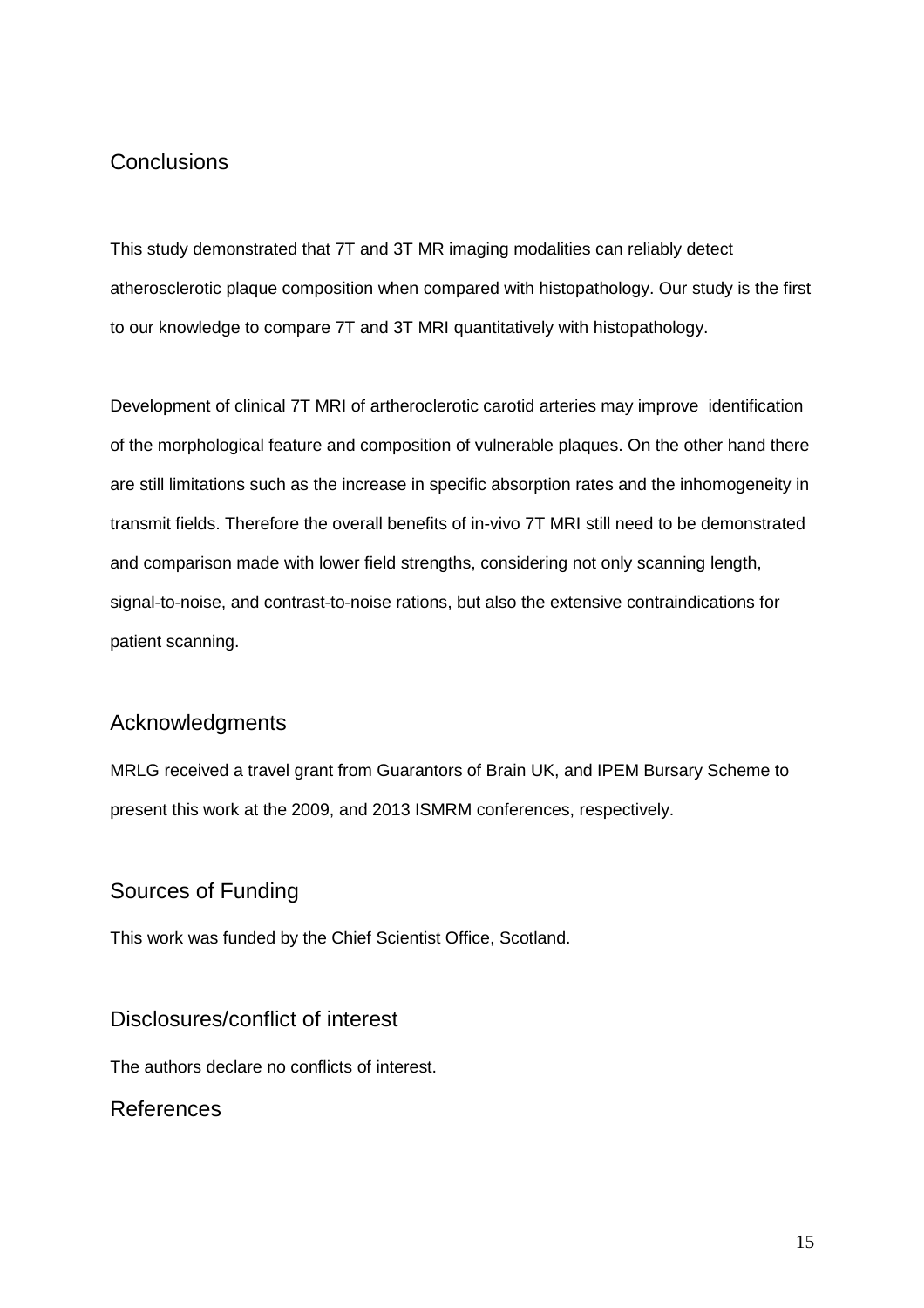## Conclusions

This study demonstrated that 7T and 3T MR imaging modalities can reliably detect atherosclerotic plaque composition when compared with histopathology. Our study is the first to our knowledge to compare 7T and 3T MRI quantitatively with histopathology.

Development of clinical 7T MRI of artheroclerotic carotid arteries may improve identification of the morphological feature and composition of vulnerable plaques. On the other hand there are still limitations such as the increase in specific absorption rates and the inhomogeneity in transmit fields. Therefore the overall benefits of in-vivo 7T MRI still need to be demonstrated and comparison made with lower field strengths, considering not only scanning length, signal-to-noise, and contrast-to-noise rations, but also the extensive contraindications for patient scanning.

## Acknowledgments

MRLG received a travel grant from Guarantors of Brain UK, and IPEM Bursary Scheme to present this work at the 2009, and 2013 ISMRM conferences, respectively.

## Sources of Funding

This work was funded by the Chief Scientist Office, Scotland.

## Disclosures/conflict of interest

The authors declare no conflicts of interest.

## References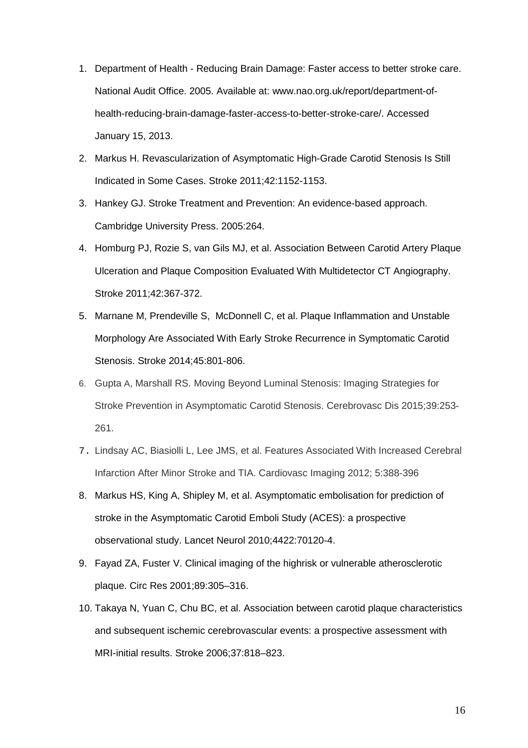1. Department of Health - Reducing Brain Damage: Faster access to better stroke care. National Audit Office. 2005. Available at: www.nao.org.uk/report/department-of-health-reducing-brain-damage-faster-access-to-better-stroke-care/. Accessed January 15, 2013.
2. Markus H. Revascularization of Asymptomatic High-Grade Carotid Stenosis Is Still Indicated in Some Cases. Stroke 2011;42:1152-1153.
3. Hankey GJ. Stroke Treatment and Prevention: An evidence-based approach. Cambridge University Press. 2005:264.
4. Homburg PJ, Rozie S, van Gils MJ, et al. Association Between Carotid Artery Plaque Ulceration and Plaque Composition Evaluated With Multidetector CT Angiography. Stroke 2011;42:367-372.
5. Marnane M, Prendeville S, McDonnell C, et al. Plaque Inflammation and Unstable Morphology Are Associated With Early Stroke Recurrence in Symptomatic Carotid Stenosis. Stroke 2014;45:801-806.
6. Gupta A, Marshall RS. Moving Beyond Luminal Stenosis: Imaging Strategies for Stroke Prevention in Asymptomatic Carotid Stenosis. Cerebrovasc Dis 2015;39:253-261.
7. Lindsay AC, Biasiolli L, Lee JMS, et al. Features Associated With Increased Cerebral Infarction After Minor Stroke and TIA. Cardiovasc Imaging 2012; 5:388-396
8. Markus HS, King A, Shipley M, et al. Asymptomatic embolisation for prediction of stroke in the Asymptomatic Carotid Emboli Study (ACES): a prospective observational study. Lancet Neurol 2010;4422:70120-4.
9. Fayad ZA, Fuster V. Clinical imaging of the highrisk or vulnerable atherosclerotic plaque. Circ Res 2001;89:305–316.
10. Takaya N, Yuan C, Chu BC, et al. Association between carotid plaque characteristics and subsequent ischemic cerebrovascular events: a prospective assessment with MRI-initial results. Stroke 2006;37:818–823.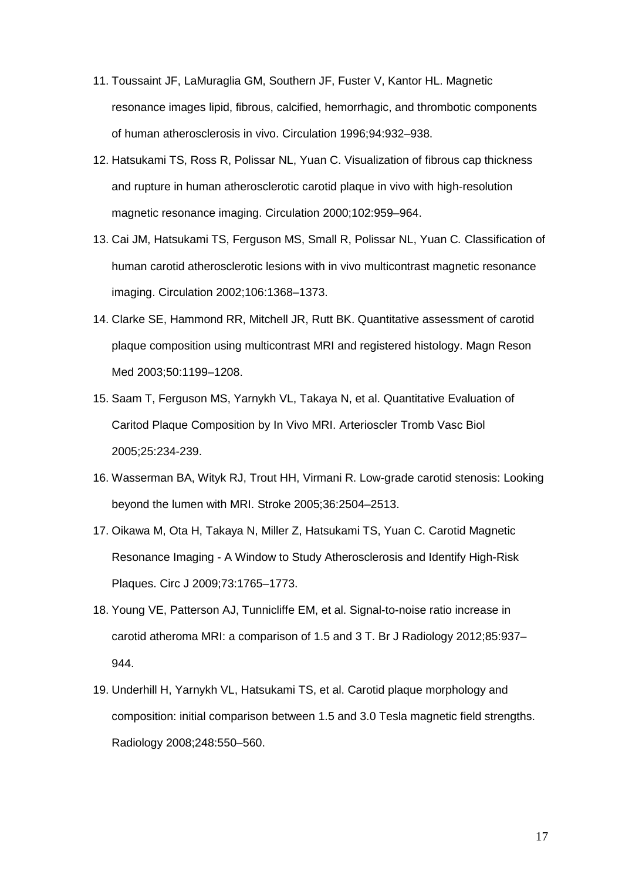11. Toussaint JF, LaMuraglia GM, Southern JF, Fuster V, Kantor HL. Magnetic resonance images lipid, fibrous, calcified, hemorrhagic, and thrombotic components of human atherosclerosis in vivo. Circulation 1996;94:932–938.
12. Hatsukami TS, Ross R, Polissar NL, Yuan C. Visualization of fibrous cap thickness and rupture in human atherosclerotic carotid plaque in vivo with high-resolution magnetic resonance imaging. Circulation 2000;102:959–964.
13. Cai JM, Hatsukami TS, Ferguson MS, Small R, Polissar NL, Yuan C. Classification of human carotid atherosclerotic lesions with in vivo multicontrast magnetic resonance imaging. Circulation 2002;106:1368–1373.
14. Clarke SE, Hammond RR, Mitchell JR, Rutt BK. Quantitative assessment of carotid plaque composition using multicontrast MRI and registered histology. Magn Reson Med 2003;50:1199–1208.
15. Saam T, Ferguson MS, Yarnykh VL, Takaya N, et al. Quantitative Evaluation of Caritod Plaque Composition by In Vivo MRI. Arterioscler Tromb Vasc Biol 2005;25:234-239.
16. Wasserman BA, Wityk RJ, Trout HH, Virmani R. Low-grade carotid stenosis: Looking beyond the lumen with MRI. Stroke 2005;36:2504–2513.
17. Oikawa M, Ota H, Takaya N, Miller Z, Hatsukami TS, Yuan C. Carotid Magnetic Resonance Imaging - A Window to Study Atherosclerosis and Identify High-Risk Plaques. Circ J 2009;73:1765–1773.
18. Young VE, Patterson AJ, Tunnicliffe EM, et al. Signal-to-noise ratio increase in carotid atheroma MRI: a comparison of 1.5 and 3 T. Br J Radiology 2012;85:937–944.
19. Underhill H, Yarnykh VL, Hatsukami TS, et al. Carotid plaque morphology and composition: initial comparison between 1.5 and 3.0 Tesla magnetic field strengths. Radiology 2008;248:550–560.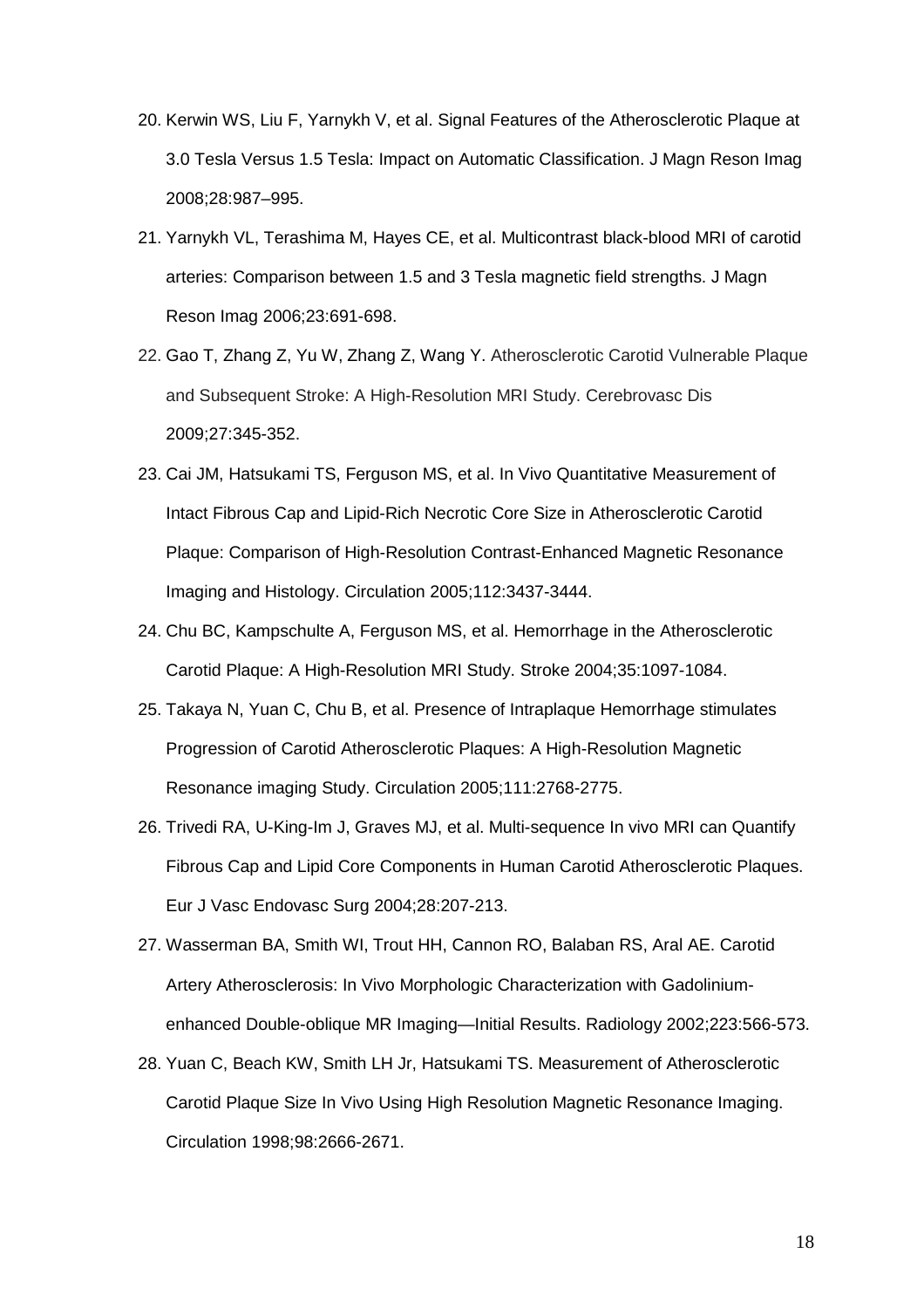20. Kerwin WS, Liu F, Yarnykh V, et al. Signal Features of the Atherosclerotic Plaque at 3.0 Tesla Versus 1.5 Tesla: Impact on Automatic Classification. J Magn Reson Imag 2008;28:987–995.
21. Yarnykh VL, Terashima M, Hayes CE, et al. Multicontrast black-blood MRI of carotid arteries: Comparison between 1.5 and 3 Tesla magnetic field strengths. J Magn Reson Imag 2006;23:691-698.
22. Gao T, Zhang Z, Yu W, Zhang Z, Wang Y. Atherosclerotic Carotid Vulnerable Plaque and Subsequent Stroke: A High-Resolution MRI Study. Cerebrovasc Dis 2009;27:345-352.
23. Cai JM, Hatsukami TS, Ferguson MS, et al. In Vivo Quantitative Measurement of Intact Fibrous Cap and Lipid-Rich Necrotic Core Size in Atherosclerotic Carotid Plaque: Comparison of High-Resolution Contrast-Enhanced Magnetic Resonance Imaging and Histology. Circulation 2005;112:3437-3444.
24. Chu BC, Kampschulte A, Ferguson MS, et al. Hemorrhage in the Atherosclerotic Carotid Plaque: A High-Resolution MRI Study. Stroke 2004;35:1097-1084.
25. Takaya N, Yuan C, Chu B, et al. Presence of Intraplaque Hemorrhage stimulates Progression of Carotid Atherosclerotic Plaques: A High-Resolution Magnetic Resonance imaging Study. Circulation 2005;111:2768-2775.
26. Trivedi RA, U-King-Im J, Graves MJ, et al. Multi-sequence In vivo MRI can Quantify Fibrous Cap and Lipid Core Components in Human Carotid Atherosclerotic Plaques. Eur J Vasc Endovasc Surg 2004;28:207-213.
27. Wasserman BA, Smith WI, Trout HH, Cannon RO, Balaban RS, Aral AE. Carotid Artery Atherosclerosis: In Vivo Morphologic Characterization with Gadolinium-enhanced Double-oblique MR Imaging—Initial Results. Radiology 2002;223:566-573.
28. Yuan C, Beach KW, Smith LH Jr, Hatsukami TS. Measurement of Atherosclerotic Carotid Plaque Size In Vivo Using High Resolution Magnetic Resonance Imaging. Circulation 1998;98:2666-2671.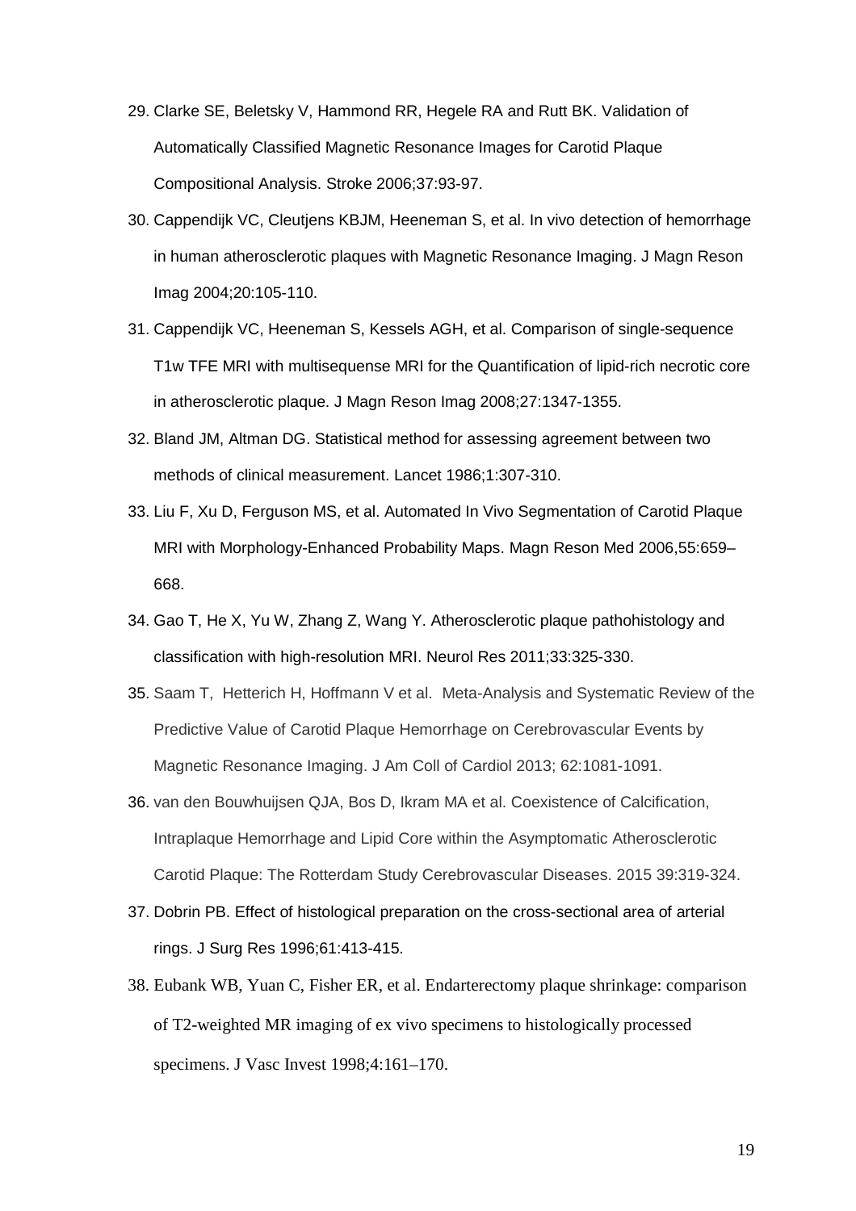29. Clarke SE, Beletsky V, Hammond RR, Hegele RA and Rutt BK. Validation of Automatically Classified Magnetic Resonance Images for Carotid Plaque Compositional Analysis. Stroke 2006;37:93-97.
30. Cappendijk VC, Cleutjens KBJM, Heeneman S, et al. In vivo detection of hemorrhage in human atherosclerotic plaques with Magnetic Resonance Imaging. J Magn Reson Imag 2004;20:105-110.
31. Cappendijk VC, Heeneman S, Kessels AGH, et al. Comparison of single-sequence T1w TFE MRI with multisequense MRI for the Quantification of lipid-rich necrotic core in atherosclerotic plaque. J Magn Reson Imag 2008;27:1347-1355.
32. Bland JM, Altman DG. Statistical method for assessing agreement between two methods of clinical measurement. Lancet 1986;1:307-310.
33. Liu F, Xu D, Ferguson MS, et al. Automated In Vivo Segmentation of Carotid Plaque MRI with Morphology-Enhanced Probability Maps. Magn Reson Med 2006,55:659–668.
34. Gao T, He X, Yu W, Zhang Z, Wang Y. Atherosclerotic plaque pathohistology and classification with high-resolution MRI. Neurol Res 2011;33:325-330.
35. Saam T, Hetterich H, Hoffmann V et al. Meta-Analysis and Systematic Review of the Predictive Value of Carotid Plaque Hemorrhage on Cerebrovascular Events by Magnetic Resonance Imaging. J Am Coll of Cardiol 2013; 62:1081-1091.
36. van den Bouwhuijsen QJA, Bos D, Ikram MA et al. Coexistence of Calcification, Intraplaque Hemorrhage and Lipid Core within the Asymptomatic Atherosclerotic Carotid Plaque: The Rotterdam Study Cerebrovascular Diseases. 2015 39:319-324.
37. Dobrin PB. Effect of histological preparation on the cross-sectional area of arterial rings. J Surg Res 1996;61:413-415.
38. Eubank WB, Yuan C, Fisher ER, et al. Endarterectomy plaque shrinkage: comparison of T2-weighted MR imaging of ex vivo specimens to histologically processed specimens. J Vasc Invest 1998;4:161–170.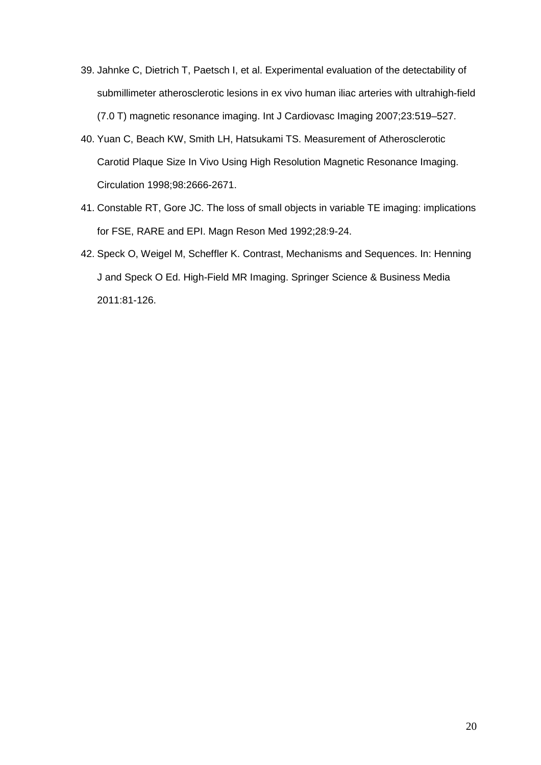39. Jahnke C, Dietrich T, Paetsch I, et al. Experimental evaluation of the detectability of submillimeter atherosclerotic lesions in ex vivo human iliac arteries with ultrahigh-field (7.0 T) magnetic resonance imaging. Int J Cardiovasc Imaging 2007;23:519–527.
40. Yuan C, Beach KW, Smith LH, Hatsukami TS. Measurement of Atherosclerotic Carotid Plaque Size In Vivo Using High Resolution Magnetic Resonance Imaging. Circulation 1998;98:2666-2671.
41. Constable RT, Gore JC. The loss of small objects in variable TE imaging: implications for FSE, RARE and EPI. Magn Reson Med 1992;28:9-24.
42. Speck O, Weigel M, Scheffler K. Contrast, Mechanisms and Sequences. In: Henning J and Speck O Ed. High-Field MR Imaging. Springer Science & Business Media 2011:81-126.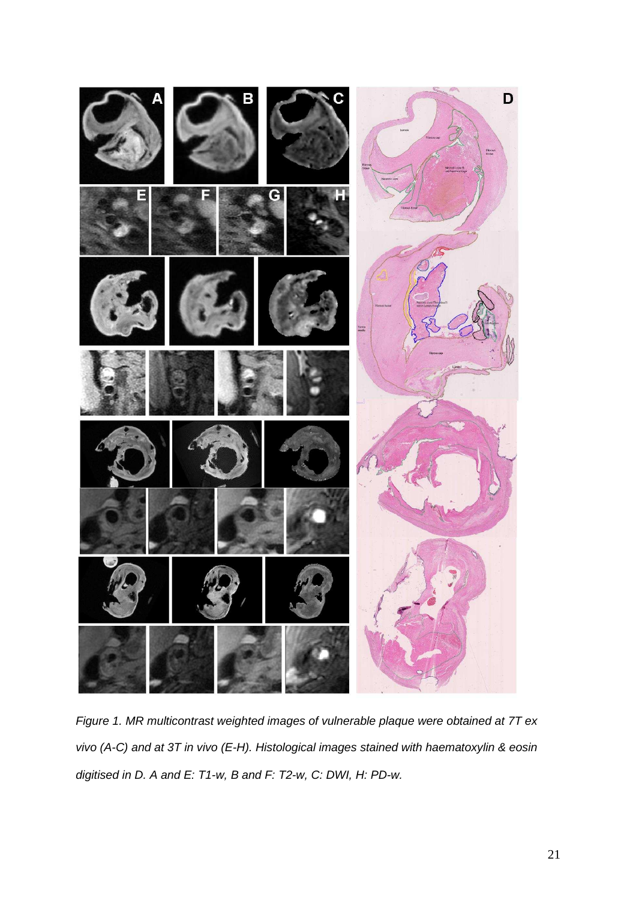*Figure 1. MR multicontrast weighted images of vulnerable plaque were obtained at 7T ex vivo (A-C) and at 3T in vivo (E-H). Histological images stained with haematoxylin & eosin digitised in D. A and E: T1-w, B and F: T2-w, C: DWI, H: PD-w.*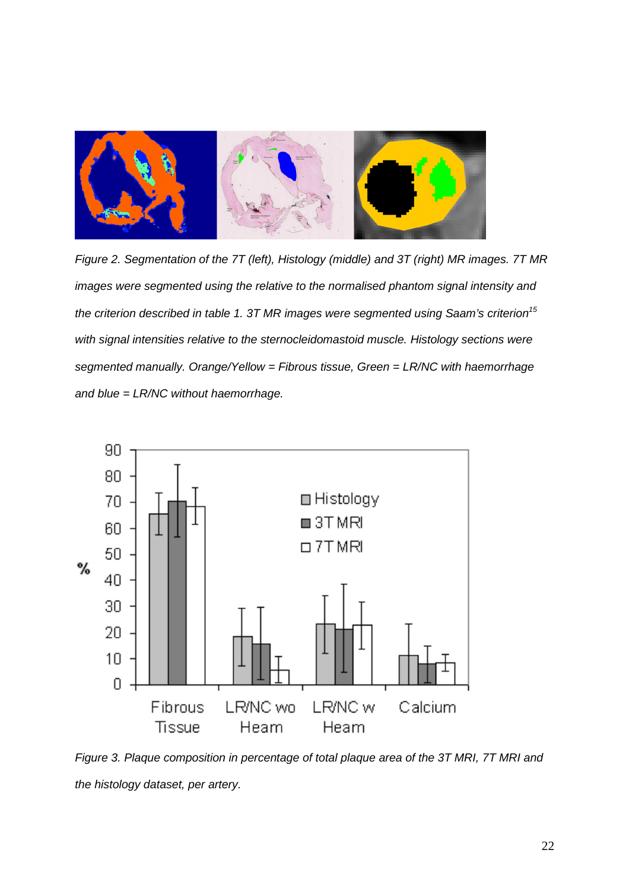*Figure 2. Segmentation of the 7T (left), Histology (middle) and 3T (right) MR images. 7T MR images were segmented using the relative to the normalised phantom signal intensity and the criterion described in table 1. 3T MR images were segmented using Saam's criterion[15] with signal intensities relative to the sternocleidomastoid muscle. Histology sections were segmented manually. Orange/Yellow = Fibrous tissue, Green = LR/NC with haemorrhage and blue = LR/NC without haemorrhage.*

*Figure 3. Plaque composition in percentage of total plaque area of the 3T MRI, 7T MRI and the histology dataset, per artery.*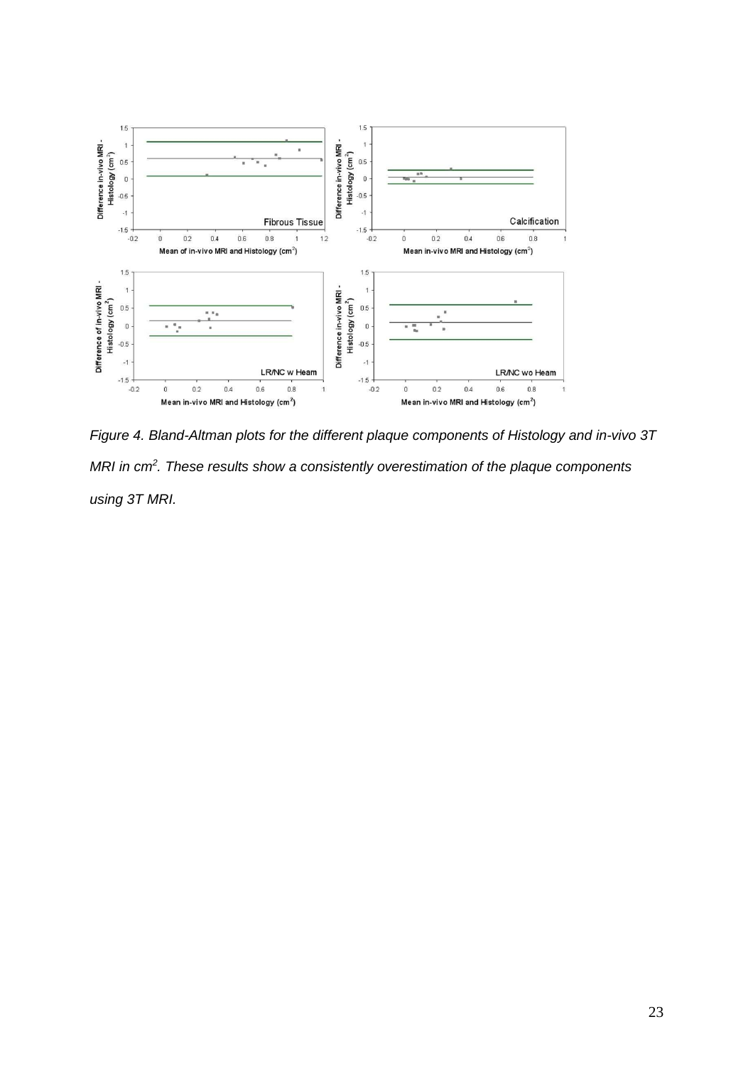*Figure 4. Bland-Altman plots for the different plaque components of Histology and in-vivo 3T MRI in $cm^2$. These results show a consistently overestimation of the plaque components using 3T MRI.*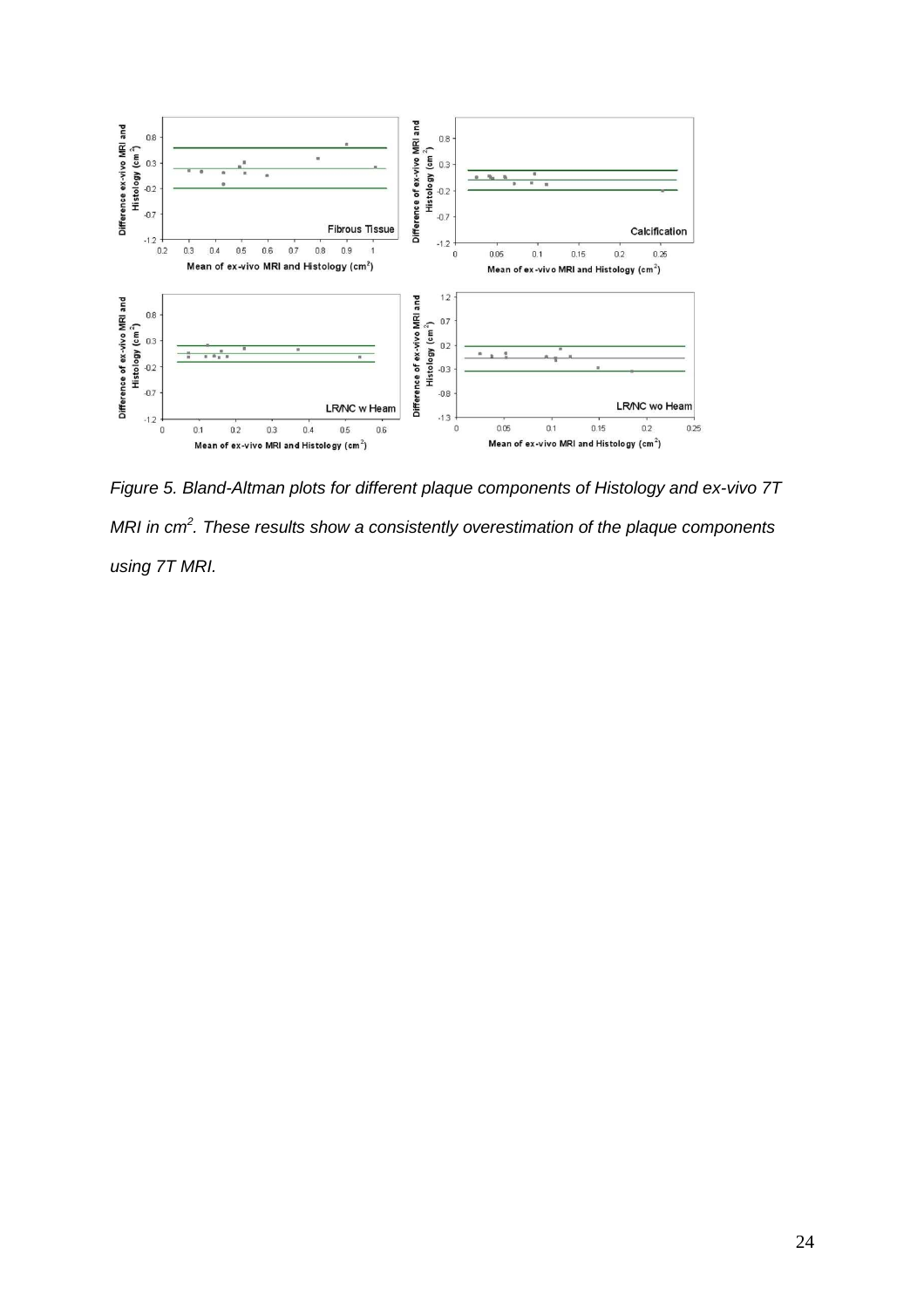Difference ex-vivo MRI and Histology (cm$^2$)

0.8

0.3

-0.2

-0.7

-1.2

0.2 0.3 0.4 0.5 0.6 0.7 0.8 0.9 1

Fibrous Tissue

Mean of ex-vivo MRI and Histology (cm$^2$)

Difference of ex-vivo MRI and Histology (cm$^2$)

0.8

0.3

-0.2

-0.7

-1.2

0 0.05 0.1 0.15 0.2 0.25

Calcification

Mean of ex-vivo MRI and Histology (cm$^2$)

Difference of ex-vivo MRI and Histology (cm$^2$)

0.8

0.3

-0.2

-0.7

-1.2

0 0.1 0.2 0.3 0.4 0.5 0.6

LR/NC w Heam

Mean of ex-vivo MRI and Histology (cm$^2$)

Difference of ex-vivo MRI and Histology (cm$^2$)

1.2

0.7

0.2

-0.3

-0.8

-1.3

0 0.05 0.1 0.15 0.2 0.25

LR/NC wo Heam

Mean of ex-vivo MRI and Histology (cm$^2$)

*Figure 5. Bland-Altman plots for different plaque components of Histology and ex-vivo 7T MRI in cm$^2$. These results show a consistently overestimation of the plaque components using 7T MRI.*